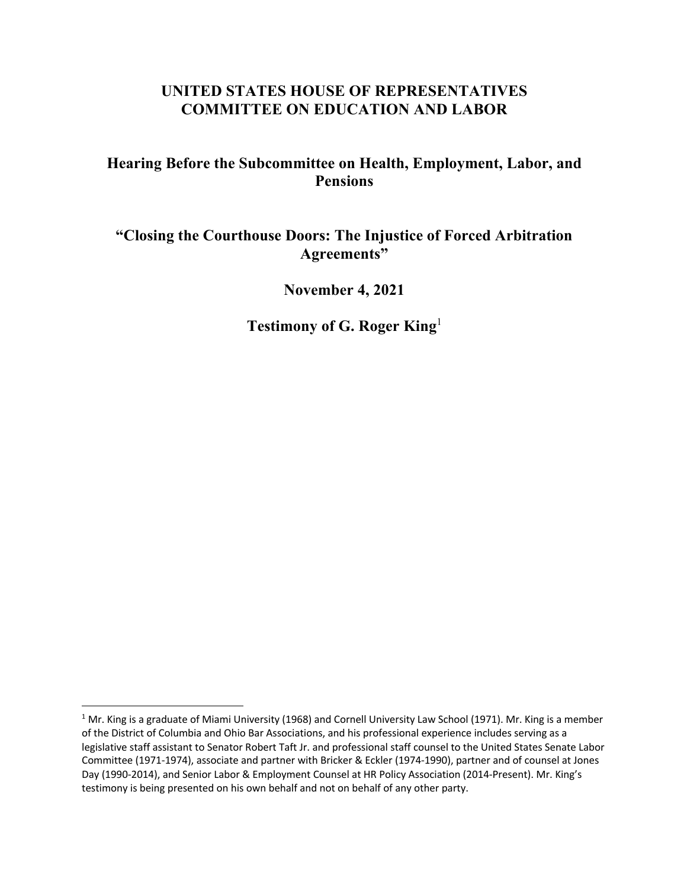# UNITED STATES HOUSE OF REPRESENTATIVES
# COMMITTEE ON EDUCATION AND LABOR

## Hearing Before the Subcommittee on Health, Employment, Labor, and Pensions

## "Closing the Courthouse Doors: The Injustice of Forced Arbitration Agreements"

## November 4, 2021

## Testimony of G. Roger King[1]

---

[1] Mr. King is a graduate of Miami University (1968) and Cornell University Law School (1971). Mr. King is a member of the District of Columbia and Ohio Bar Associations, and his professional experience includes serving as a legislative staff assistant to Senator Robert Taft Jr. and professional staff counsel to the United States Senate Labor Committee (1971-1974), associate and partner with Bricker & Eckler (1974-1990), partner and of counsel at Jones Day (1990-2014), and Senior Labor & Employment Counsel at HR Policy Association (2014-Present). Mr. King's testimony is being presented on his own behalf and not on behalf of any other party.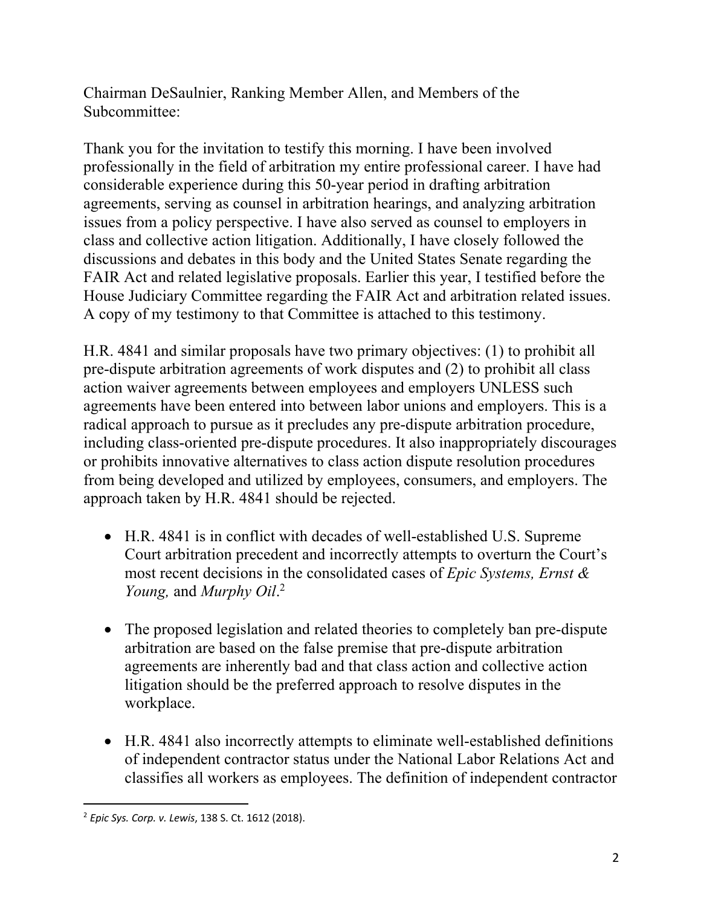Chairman DeSaulnier, Ranking Member Allen, and Members of the Subcommittee:

Thank you for the invitation to testify this morning. I have been involved professionally in the field of arbitration my entire professional career. I have had considerable experience during this 50-year period in drafting arbitration agreements, serving as counsel in arbitration hearings, and analyzing arbitration issues from a policy perspective. I have also served as counsel to employers in class and collective action litigation. Additionally, I have closely followed the discussions and debates in this body and the United States Senate regarding the FAIR Act and related legislative proposals. Earlier this year, I testified before the House Judiciary Committee regarding the FAIR Act and arbitration related issues. A copy of my testimony to that Committee is attached to this testimony.

H.R. 4841 and similar proposals have two primary objectives: (1) to prohibit all pre-dispute arbitration agreements of work disputes and (2) to prohibit all class action waiver agreements between employees and employers UNLESS such agreements have been entered into between labor unions and employers. This is a radical approach to pursue as it precludes any pre-dispute arbitration procedure, including class-oriented pre-dispute procedures. It also inappropriately discourages or prohibits innovative alternatives to class action dispute resolution procedures from being developed and utilized by employees, consumers, and employers. The approach taken by H.R. 4841 should be rejected.

- H.R. 4841 is in conflict with decades of well-established U.S. Supreme Court arbitration precedent and incorrectly attempts to overturn the Court's most recent decisions in the consolidated cases of *Epic Systems, Ernst & Young,* and *Murphy Oil*.[2]

- The proposed legislation and related theories to completely ban pre-dispute arbitration are based on the false premise that pre-dispute arbitration agreements are inherently bad and that class action and collective action litigation should be the preferred approach to resolve disputes in the workplace.

- H.R. 4841 also incorrectly attempts to eliminate well-established definitions of independent contractor status under the National Labor Relations Act and classifies all workers as employees. The definition of independent contractor

[2] *Epic Sys. Corp. v. Lewis*, 138 S. Ct. 1612 (2018).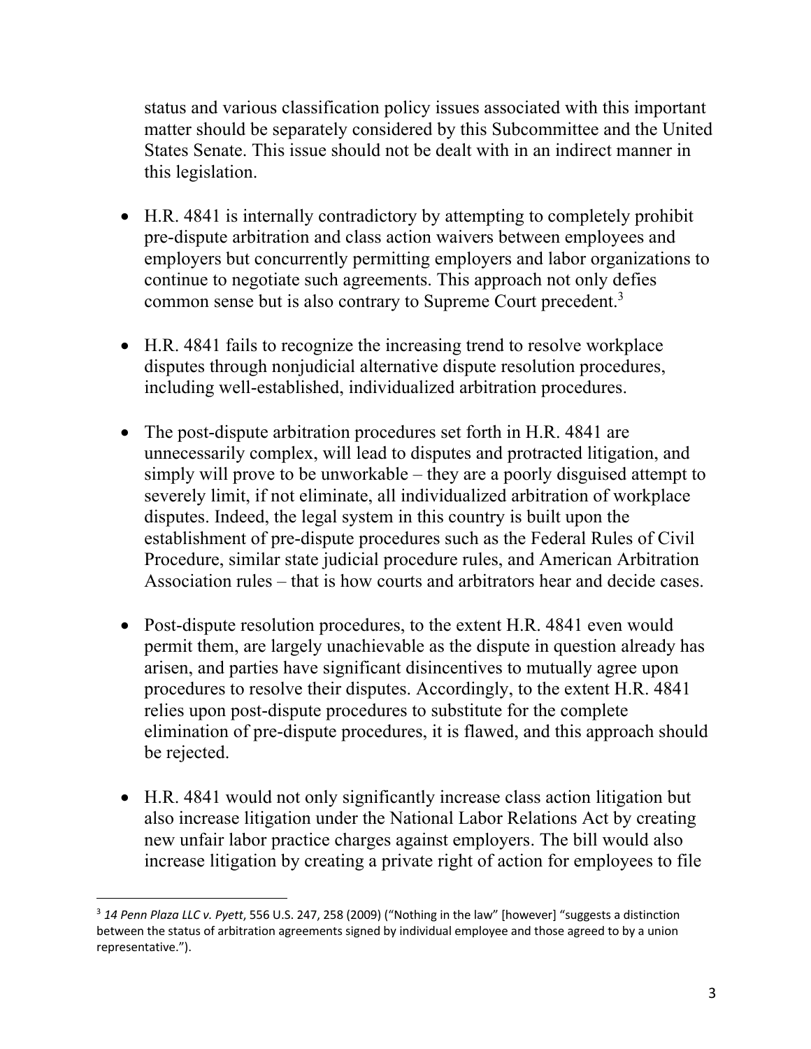status and various classification policy issues associated with this important matter should be separately considered by this Subcommittee and the United States Senate. This issue should not be dealt with in an indirect manner in this legislation.

- H.R. 4841 is internally contradictory by attempting to completely prohibit pre-dispute arbitration and class action waivers between employees and employers but concurrently permitting employers and labor organizations to continue to negotiate such agreements. This approach not only defies common sense but is also contrary to Supreme Court precedent.[3]

- H.R. 4841 fails to recognize the increasing trend to resolve workplace disputes through nonjudicial alternative dispute resolution procedures, including well-established, individualized arbitration procedures.

- The post-dispute arbitration procedures set forth in H.R. 4841 are unnecessarily complex, will lead to disputes and protracted litigation, and simply will prove to be unworkable – they are a poorly disguised attempt to severely limit, if not eliminate, all individualized arbitration of workplace disputes. Indeed, the legal system in this country is built upon the establishment of pre-dispute procedures such as the Federal Rules of Civil Procedure, similar state judicial procedure rules, and American Arbitration Association rules – that is how courts and arbitrators hear and decide cases.

- Post-dispute resolution procedures, to the extent H.R. 4841 even would permit them, are largely unachievable as the dispute in question already has arisen, and parties have significant disincentives to mutually agree upon procedures to resolve their disputes. Accordingly, to the extent H.R. 4841 relies upon post-dispute procedures to substitute for the complete elimination of pre-dispute procedures, it is flawed, and this approach should be rejected.

- H.R. 4841 would not only significantly increase class action litigation but also increase litigation under the National Labor Relations Act by creating new unfair labor practice charges against employers. The bill would also increase litigation by creating a private right of action for employees to file

[3] *14 Penn Plaza LLC v. Pyett*, 556 U.S. 247, 258 (2009) ("Nothing in the law" [however] "suggests a distinction between the status of arbitration agreements signed by individual employee and those agreed to by a union representative.").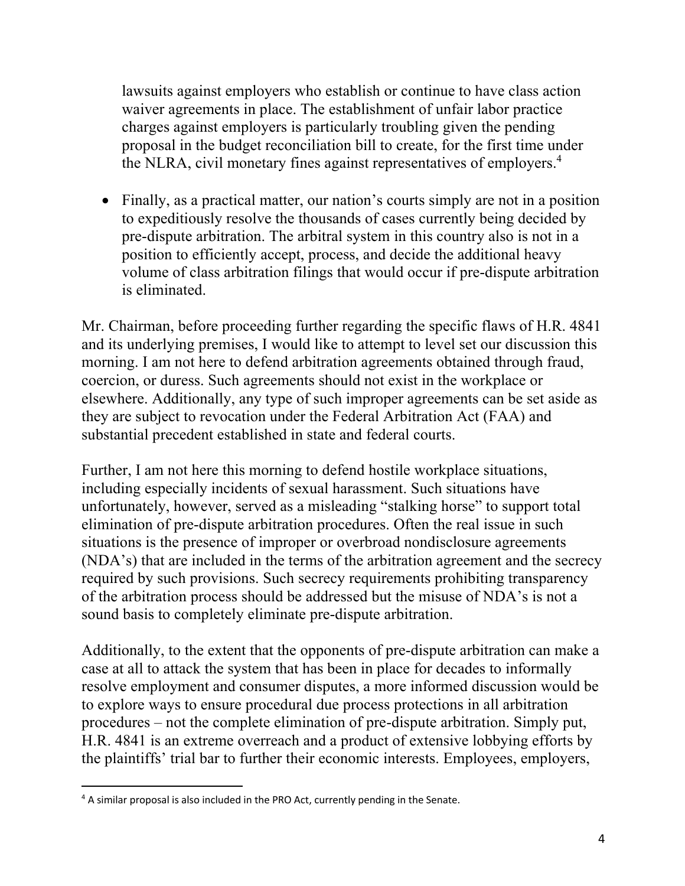lawsuits against employers who establish or continue to have class action waiver agreements in place. The establishment of unfair labor practice charges against employers is particularly troubling given the pending proposal in the budget reconciliation bill to create, for the first time under the NLRA, civil monetary fines against representatives of employers.[4]

- Finally, as a practical matter, our nation's courts simply are not in a position to expeditiously resolve the thousands of cases currently being decided by pre-dispute arbitration. The arbitral system in this country also is not in a position to efficiently accept, process, and decide the additional heavy volume of class arbitration filings that would occur if pre-dispute arbitration is eliminated.

Mr. Chairman, before proceeding further regarding the specific flaws of H.R. 4841 and its underlying premises, I would like to attempt to level set our discussion this morning. I am not here to defend arbitration agreements obtained through fraud, coercion, or duress. Such agreements should not exist in the workplace or elsewhere. Additionally, any type of such improper agreements can be set aside as they are subject to revocation under the Federal Arbitration Act (FAA) and substantial precedent established in state and federal courts.

Further, I am not here this morning to defend hostile workplace situations, including especially incidents of sexual harassment. Such situations have unfortunately, however, served as a misleading "stalking horse" to support total elimination of pre-dispute arbitration procedures. Often the real issue in such situations is the presence of improper or overbroad nondisclosure agreements (NDA's) that are included in the terms of the arbitration agreement and the secrecy required by such provisions. Such secrecy requirements prohibiting transparency of the arbitration process should be addressed but the misuse of NDA's is not a sound basis to completely eliminate pre-dispute arbitration.

Additionally, to the extent that the opponents of pre-dispute arbitration can make a case at all to attack the system that has been in place for decades to informally resolve employment and consumer disputes, a more informed discussion would be to explore ways to ensure procedural due process protections in all arbitration procedures – not the complete elimination of pre-dispute arbitration. Simply put, H.R. 4841 is an extreme overreach and a product of extensive lobbying efforts by the plaintiffs' trial bar to further their economic interests. Employees, employers,

[4] A similar proposal is also included in the PRO Act, currently pending in the Senate.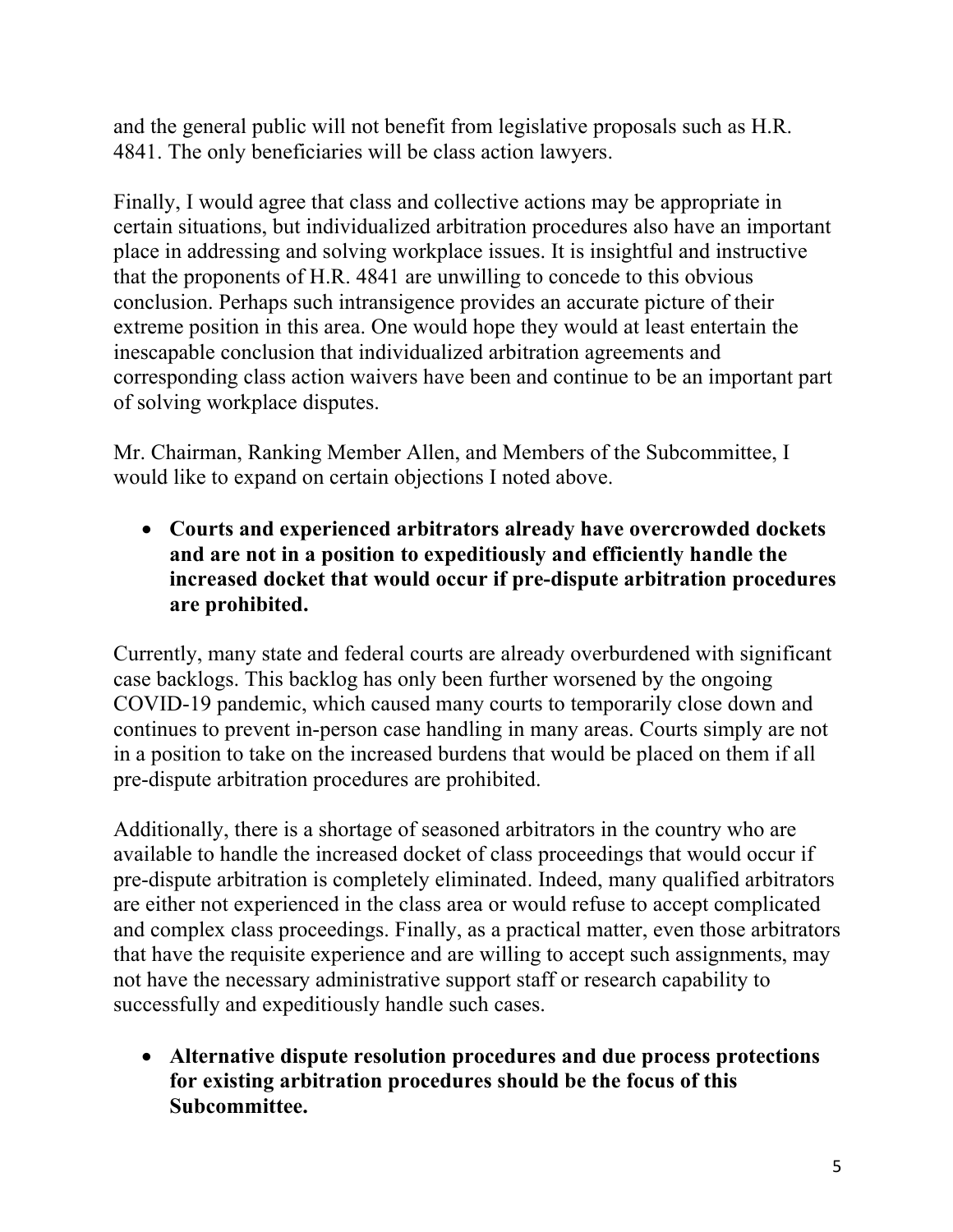and the general public will not benefit from legislative proposals such as H.R. 4841. The only beneficiaries will be class action lawyers.

Finally, I would agree that class and collective actions may be appropriate in certain situations, but individualized arbitration procedures also have an important place in addressing and solving workplace issues. It is insightful and instructive that the proponents of H.R. 4841 are unwilling to concede to this obvious conclusion. Perhaps such intransigence provides an accurate picture of their extreme position in this area. One would hope they would at least entertain the inescapable conclusion that individualized arbitration agreements and corresponding class action waivers have been and continue to be an important part of solving workplace disputes.

Mr. Chairman, Ranking Member Allen, and Members of the Subcommittee, I would like to expand on certain objections I noted above.

- **Courts and experienced arbitrators already have overcrowded dockets and are not in a position to expeditiously and efficiently handle the increased docket that would occur if pre-dispute arbitration procedures are prohibited.**

Currently, many state and federal courts are already overburdened with significant case backlogs. This backlog has only been further worsened by the ongoing COVID-19 pandemic, which caused many courts to temporarily close down and continues to prevent in-person case handling in many areas. Courts simply are not in a position to take on the increased burdens that would be placed on them if all pre-dispute arbitration procedures are prohibited.

Additionally, there is a shortage of seasoned arbitrators in the country who are available to handle the increased docket of class proceedings that would occur if pre-dispute arbitration is completely eliminated. Indeed, many qualified arbitrators are either not experienced in the class area or would refuse to accept complicated and complex class proceedings. Finally, as a practical matter, even those arbitrators that have the requisite experience and are willing to accept such assignments, may not have the necessary administrative support staff or research capability to successfully and expeditiously handle such cases.

- **Alternative dispute resolution procedures and due process protections for existing arbitration procedures should be the focus of this Subcommittee.**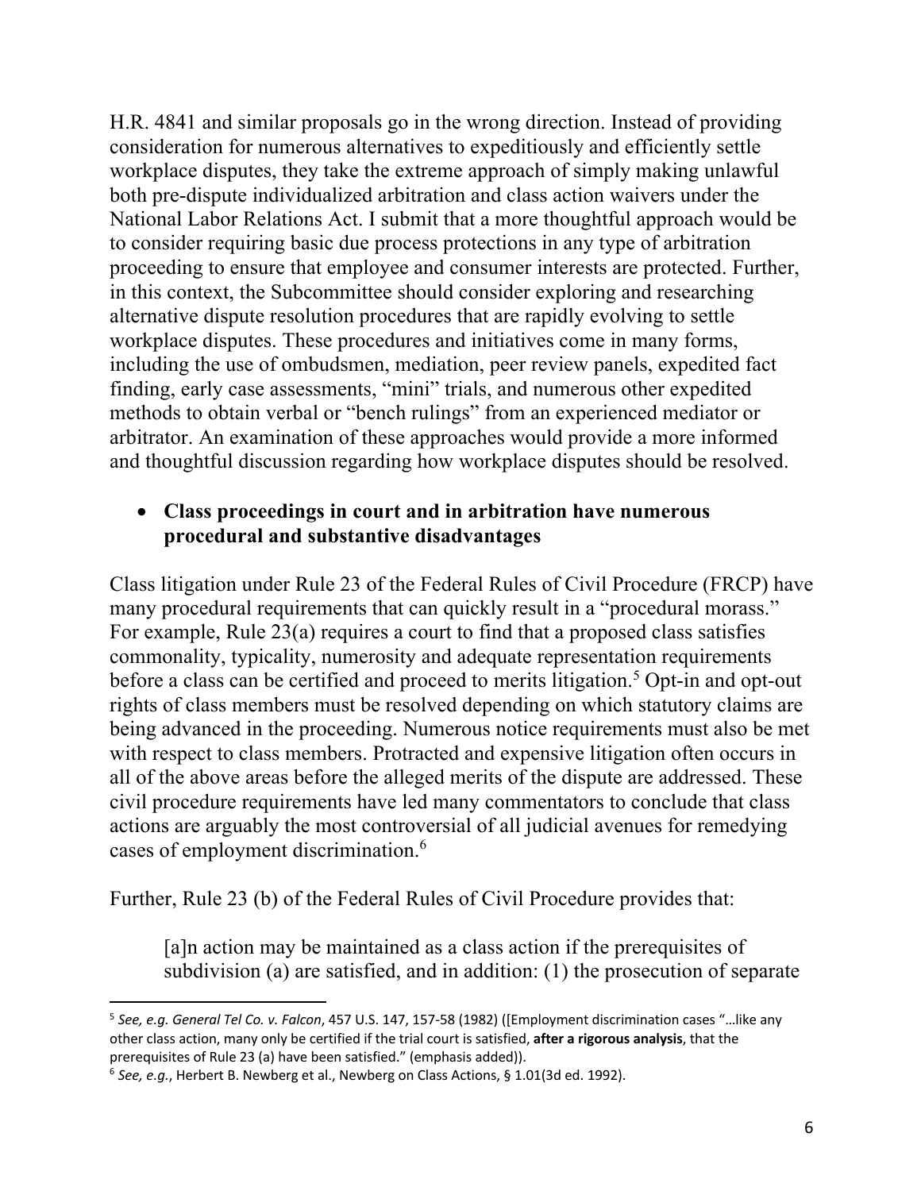H.R. 4841 and similar proposals go in the wrong direction. Instead of providing consideration for numerous alternatives to expeditiously and efficiently settle workplace disputes, they take the extreme approach of simply making unlawful both pre-dispute individualized arbitration and class action waivers under the National Labor Relations Act. I submit that a more thoughtful approach would be to consider requiring basic due process protections in any type of arbitration proceeding to ensure that employee and consumer interests are protected. Further, in this context, the Subcommittee should consider exploring and researching alternative dispute resolution procedures that are rapidly evolving to settle workplace disputes. These procedures and initiatives come in many forms, including the use of ombudsmen, mediation, peer review panels, expedited fact finding, early case assessments, "mini" trials, and numerous other expedited methods to obtain verbal or "bench rulings" from an experienced mediator or arbitrator. An examination of these approaches would provide a more informed and thoughtful discussion regarding how workplace disputes should be resolved.

- **Class proceedings in court and in arbitration have numerous procedural and substantive disadvantages**

Class litigation under Rule 23 of the Federal Rules of Civil Procedure (FRCP) have many procedural requirements that can quickly result in a "procedural morass." For example, Rule 23(a) requires a court to find that a proposed class satisfies commonality, typicality, numerosity and adequate representation requirements before a class can be certified and proceed to merits litigation.[5] Opt-in and opt-out rights of class members must be resolved depending on which statutory claims are being advanced in the proceeding. Numerous notice requirements must also be met with respect to class members. Protracted and expensive litigation often occurs in all of the above areas before the alleged merits of the dispute are addressed. These civil procedure requirements have led many commentators to conclude that class actions are arguably the most controversial of all judicial avenues for remedying cases of employment discrimination.[6]

Further, Rule 23 (b) of the Federal Rules of Civil Procedure provides that:

> [a]n action may be maintained as a class action if the prerequisites of subdivision (a) are satisfied, and in addition: (1) the prosecution of separate

---

[5] *See, e.g. General Tel Co. v. Falcon*, 457 U.S. 147, 157-58 (1982) ([Employment discrimination cases "…like any other class action, many only be certified if the trial court is satisfied, **after a rigorous analysis**, that the prerequisites of Rule 23 (a) have been satisfied." (emphasis added)).

[6] *See, e.g.*, Herbert B. Newberg et al., Newberg on Class Actions, § 1.01(3d ed. 1992).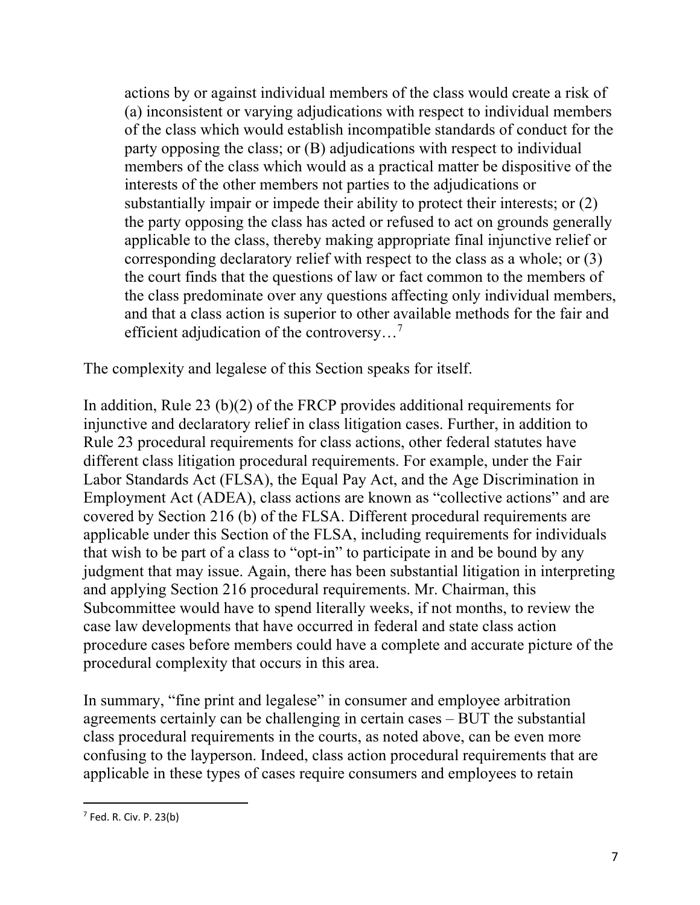> actions by or against individual members of the class would create a risk of (a) inconsistent or varying adjudications with respect to individual members of the class which would establish incompatible standards of conduct for the party opposing the class; or (B) adjudications with respect to individual members of the class which would as a practical matter be dispositive of the interests of the other members not parties to the adjudications or substantially impair or impede their ability to protect their interests; or (2) the party opposing the class has acted or refused to act on grounds generally applicable to the class, thereby making appropriate final injunctive relief or corresponding declaratory relief with respect to the class as a whole; or (3) the court finds that the questions of law or fact common to the members of the class predominate over any questions affecting only individual members, and that a class action is superior to other available methods for the fair and efficient adjudication of the controversy…[7]

The complexity and legalese of this Section speaks for itself.

In addition, Rule 23 (b)(2) of the FRCP provides additional requirements for injunctive and declaratory relief in class litigation cases. Further, in addition to Rule 23 procedural requirements for class actions, other federal statutes have different class litigation procedural requirements. For example, under the Fair Labor Standards Act (FLSA), the Equal Pay Act, and the Age Discrimination in Employment Act (ADEA), class actions are known as "collective actions" and are covered by Section 216 (b) of the FLSA. Different procedural requirements are applicable under this Section of the FLSA, including requirements for individuals that wish to be part of a class to "opt-in" to participate in and be bound by any judgment that may issue. Again, there has been substantial litigation in interpreting and applying Section 216 procedural requirements. Mr. Chairman, this Subcommittee would have to spend literally weeks, if not months, to review the case law developments that have occurred in federal and state class action procedure cases before members could have a complete and accurate picture of the procedural complexity that occurs in this area.

In summary, "fine print and legalese" in consumer and employee arbitration agreements certainly can be challenging in certain cases – BUT the substantial class procedural requirements in the courts, as noted above, can be even more confusing to the layperson. Indeed, class action procedural requirements that are applicable in these types of cases require consumers and employees to retain

---

[7] Fed. R. Civ. P. 23(b)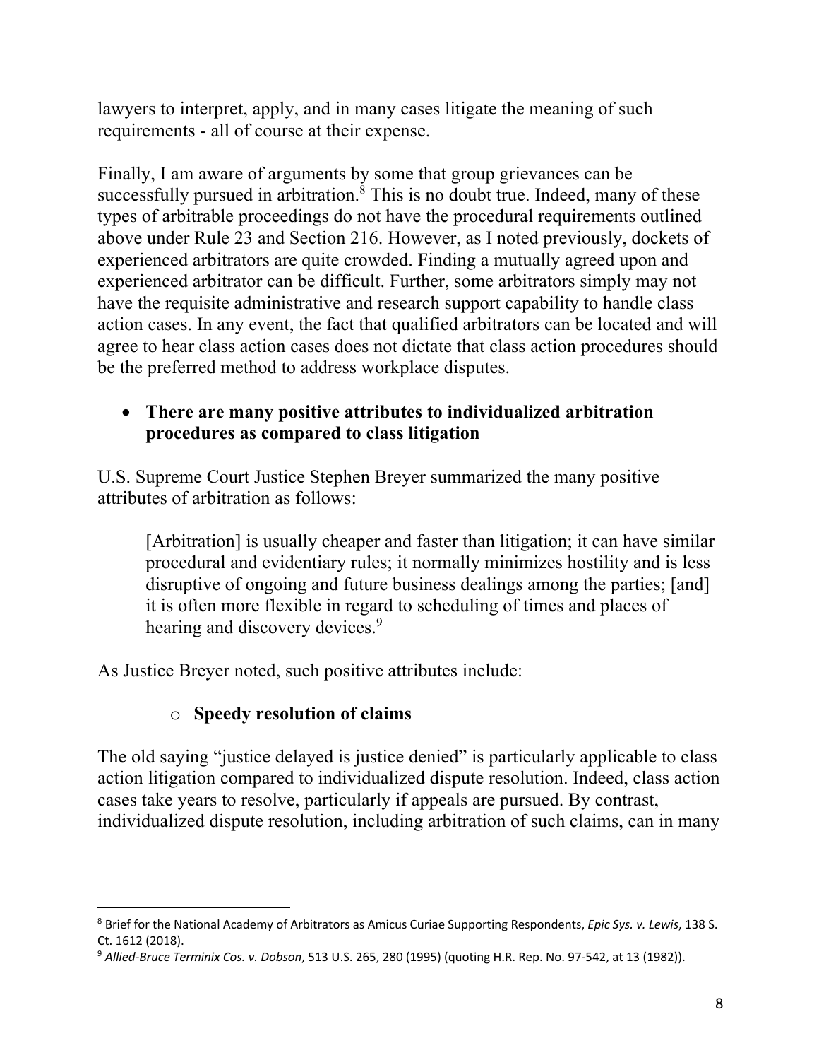lawyers to interpret, apply, and in many cases litigate the meaning of such requirements - all of course at their expense.

Finally, I am aware of arguments by some that group grievances can be successfully pursued in arbitration.[8] This is no doubt true. Indeed, many of these types of arbitrable proceedings do not have the procedural requirements outlined above under Rule 23 and Section 216. However, as I noted previously, dockets of experienced arbitrators are quite crowded. Finding a mutually agreed upon and experienced arbitrator can be difficult. Further, some arbitrators simply may not have the requisite administrative and research support capability to handle class action cases. In any event, the fact that qualified arbitrators can be located and will agree to hear class action cases does not dictate that class action procedures should be the preferred method to address workplace disputes.

- **There are many positive attributes to individualized arbitration procedures as compared to class litigation**

U.S. Supreme Court Justice Stephen Breyer summarized the many positive attributes of arbitration as follows:

> [Arbitration] is usually cheaper and faster than litigation; it can have similar procedural and evidentiary rules; it normally minimizes hostility and is less disruptive of ongoing and future business dealings among the parties; [and] it is often more flexible in regard to scheduling of times and places of hearing and discovery devices.[9]

As Justice Breyer noted, such positive attributes include:

- **Speedy resolution of claims**

The old saying "justice delayed is justice denied" is particularly applicable to class action litigation compared to individualized dispute resolution. Indeed, class action cases take years to resolve, particularly if appeals are pursued. By contrast, individualized dispute resolution, including arbitration of such claims, can in many

---

[8] Brief for the National Academy of Arbitrators as Amicus Curiae Supporting Respondents, *Epic Sys. v. Lewis*, 138 S. Ct. 1612 (2018).

[9] *Allied-Bruce Terminix Cos. v. Dobson*, 513 U.S. 265, 280 (1995) (quoting H.R. Rep. No. 97-542, at 13 (1982)).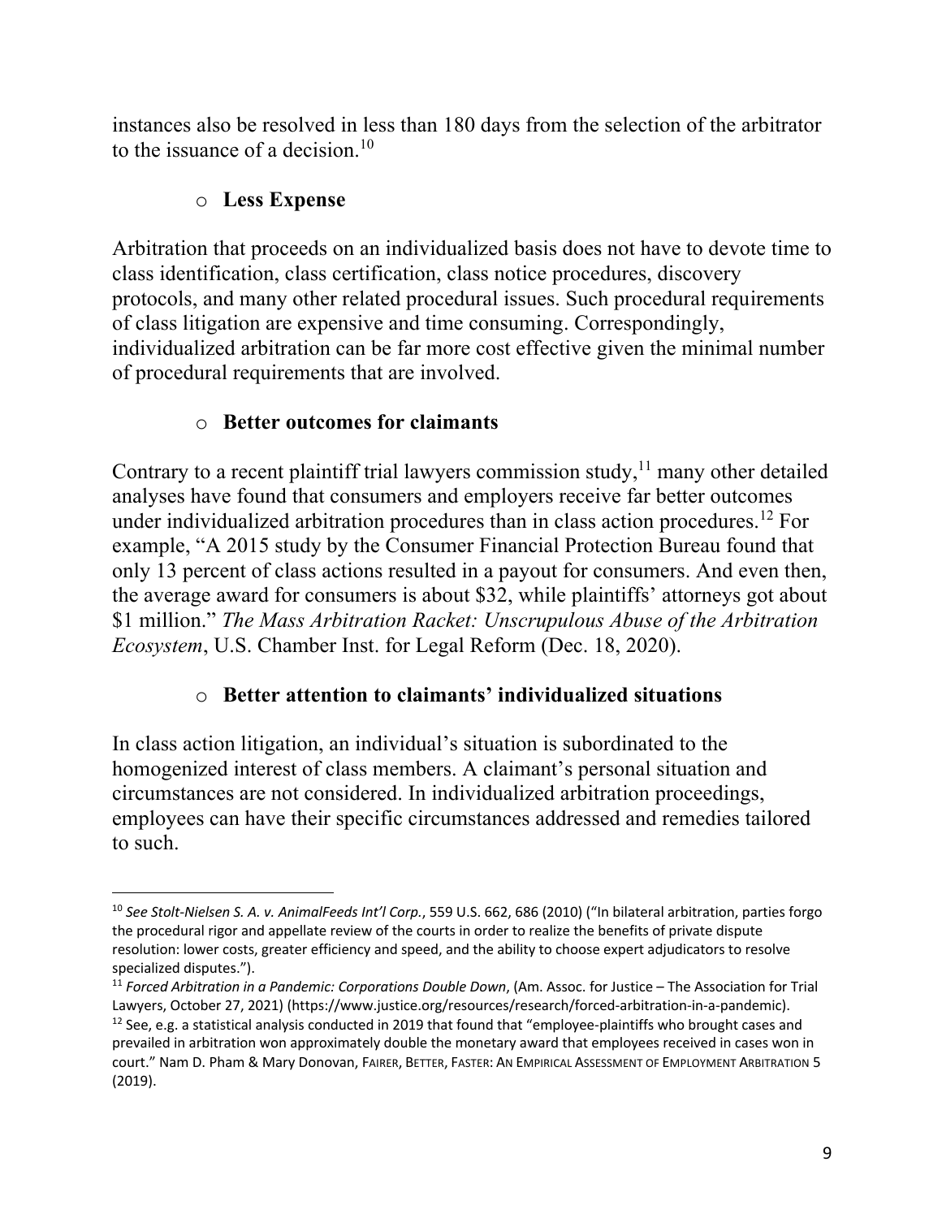instances also be resolved in less than 180 days from the selection of the arbitrator to the issuance of a decision.[10]

- **Less Expense**

Arbitration that proceeds on an individualized basis does not have to devote time to class identification, class certification, class notice procedures, discovery protocols, and many other related procedural issues. Such procedural requirements of class litigation are expensive and time consuming. Correspondingly, individualized arbitration can be far more cost effective given the minimal number of procedural requirements that are involved.

- **Better outcomes for claimants**

Contrary to a recent plaintiff trial lawyers commission study,[11] many other detailed analyses have found that consumers and employers receive far better outcomes under individualized arbitration procedures than in class action procedures.[12] For example, "A 2015 study by the Consumer Financial Protection Bureau found that only 13 percent of class actions resulted in a payout for consumers. And even then, the average award for consumers is about $32, while plaintiffs' attorneys got about $1 million." *The Mass Arbitration Racket: Unscrupulous Abuse of the Arbitration Ecosystem*, U.S. Chamber Inst. for Legal Reform (Dec. 18, 2020).

- **Better attention to claimants' individualized situations**

In class action litigation, an individual's situation is subordinated to the homogenized interest of class members. A claimant's personal situation and circumstances are not considered. In individualized arbitration proceedings, employees can have their specific circumstances addressed and remedies tailored to such.

---

[10] *See Stolt-Nielsen S. A. v. AnimalFeeds Int'l Corp.*, 559 U.S. 662, 686 (2010) ("In bilateral arbitration, parties forgo the procedural rigor and appellate review of the courts in order to realize the benefits of private dispute resolution: lower costs, greater efficiency and speed, and the ability to choose expert adjudicators to resolve specialized disputes.").

[11] *Forced Arbitration in a Pandemic: Corporations Double Down*, (Am. Assoc. for Justice – The Association for Trial Lawyers, October 27, 2021) (https://www.justice.org/resources/research/forced-arbitration-in-a-pandemic).

[12] See, e.g. a statistical analysis conducted in 2019 that found that "employee-plaintiffs who brought cases and prevailed in arbitration won approximately double the monetary award that employees received in cases won in court." Nam D. Pham & Mary Donovan, FAIRER, BETTER, FASTER: AN EMPIRICAL ASSESSMENT OF EMPLOYMENT ARBITRATION 5 (2019).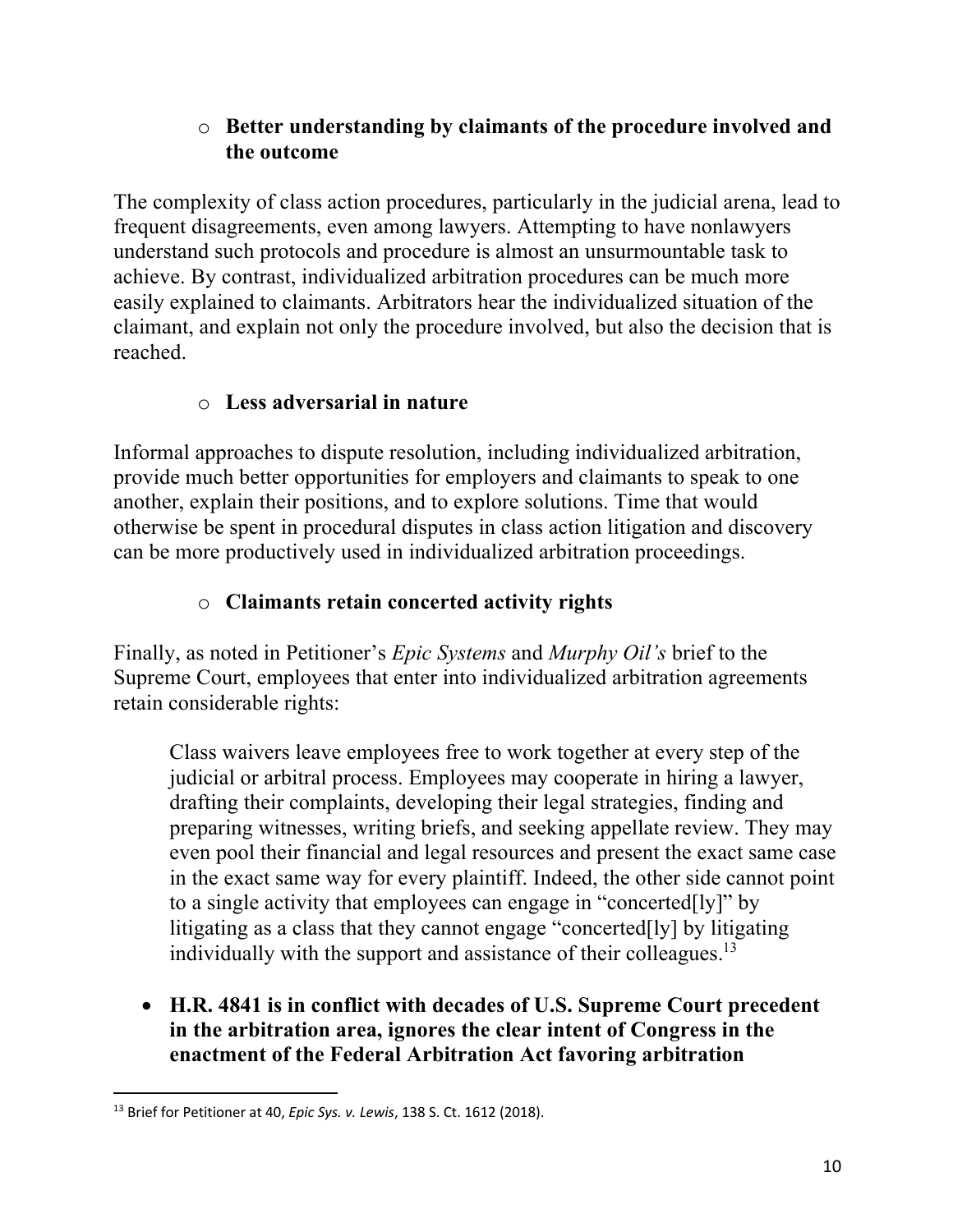- **Better understanding by claimants of the procedure involved and the outcome**

The complexity of class action procedures, particularly in the judicial arena, lead to frequent disagreements, even among lawyers. Attempting to have nonlawyers understand such protocols and procedure is almost an unsurmountable task to achieve. By contrast, individualized arbitration procedures can be much more easily explained to claimants. Arbitrators hear the individualized situation of the claimant, and explain not only the procedure involved, but also the decision that is reached.

- **Less adversarial in nature**

Informal approaches to dispute resolution, including individualized arbitration, provide much better opportunities for employers and claimants to speak to one another, explain their positions, and to explore solutions. Time that would otherwise be spent in procedural disputes in class action litigation and discovery can be more productively used in individualized arbitration proceedings.

- **Claimants retain concerted activity rights**

Finally, as noted in Petitioner's *Epic Systems* and *Murphy Oil's* brief to the Supreme Court, employees that enter into individualized arbitration agreements retain considerable rights:

> Class waivers leave employees free to work together at every step of the judicial or arbitral process. Employees may cooperate in hiring a lawyer, drafting their complaints, developing their legal strategies, finding and preparing witnesses, writing briefs, and seeking appellate review. They may even pool their financial and legal resources and present the exact same case in the exact same way for every plaintiff. Indeed, the other side cannot point to a single activity that employees can engage in "concerted[ly]" by litigating as a class that they cannot engage "concerted[ly] by litigating individually with the support and assistance of their colleagues.[13]

- **H.R. 4841 is in conflict with decades of U.S. Supreme Court precedent in the arbitration area, ignores the clear intent of Congress in the enactment of the Federal Arbitration Act favoring arbitration**

---

[13] Brief for Petitioner at 40, *Epic Sys. v. Lewis*, 138 S. Ct. 1612 (2018).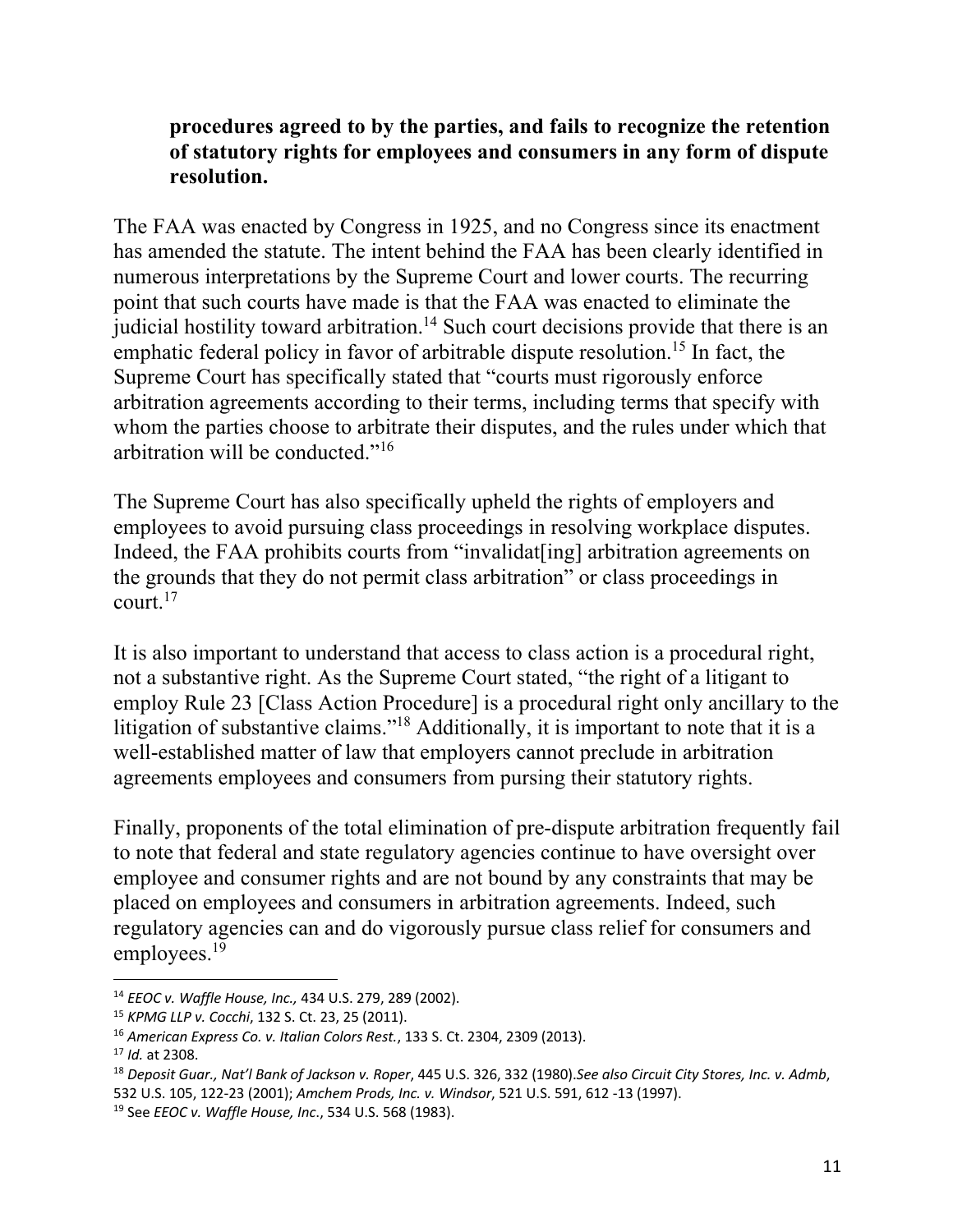**procedures agreed to by the parties, and fails to recognize the retention of statutory rights for employees and consumers in any form of dispute resolution.**

The FAA was enacted by Congress in 1925, and no Congress since its enactment has amended the statute. The intent behind the FAA has been clearly identified in numerous interpretations by the Supreme Court and lower courts. The recurring point that such courts have made is that the FAA was enacted to eliminate the judicial hostility toward arbitration.[14] Such court decisions provide that there is an emphatic federal policy in favor of arbitrable dispute resolution.[15] In fact, the Supreme Court has specifically stated that "courts must rigorously enforce arbitration agreements according to their terms, including terms that specify with whom the parties choose to arbitrate their disputes, and the rules under which that arbitration will be conducted."[16]

The Supreme Court has also specifically upheld the rights of employers and employees to avoid pursuing class proceedings in resolving workplace disputes. Indeed, the FAA prohibits courts from "invalidat[ing] arbitration agreements on the grounds that they do not permit class arbitration" or class proceedings in court.[17]

It is also important to understand that access to class action is a procedural right, not a substantive right. As the Supreme Court stated, "the right of a litigant to employ Rule 23 [Class Action Procedure] is a procedural right only ancillary to the litigation of substantive claims."[18] Additionally, it is important to note that it is a well-established matter of law that employers cannot preclude in arbitration agreements employees and consumers from pursing their statutory rights.

Finally, proponents of the total elimination of pre-dispute arbitration frequently fail to note that federal and state regulatory agencies continue to have oversight over employee and consumer rights and are not bound by any constraints that may be placed on employees and consumers in arbitration agreements. Indeed, such regulatory agencies can and do vigorously pursue class relief for consumers and employees.[19]

---

[14] *EEOC v. Waffle House, Inc.,* 434 U.S. 279, 289 (2002).

[15] *KPMG LLP v. Cocchi*, 132 S. Ct. 23, 25 (2011).

[16] *American Express Co. v. Italian Colors Rest.*, 133 S. Ct. 2304, 2309 (2013).

[17] *Id.* at 2308.

[18] *Deposit Guar., Nat'l Bank of Jackson v. Roper*, 445 U.S. 326, 332 (1980).*See also Circuit City Stores, Inc. v. Admb*, 532 U.S. 105, 122-23 (2001); *Amchem Prods, Inc. v. Windsor*, 521 U.S. 591, 612 -13 (1997).

[19] See *EEOC v. Waffle House, Inc.*, 534 U.S. 568 (1983).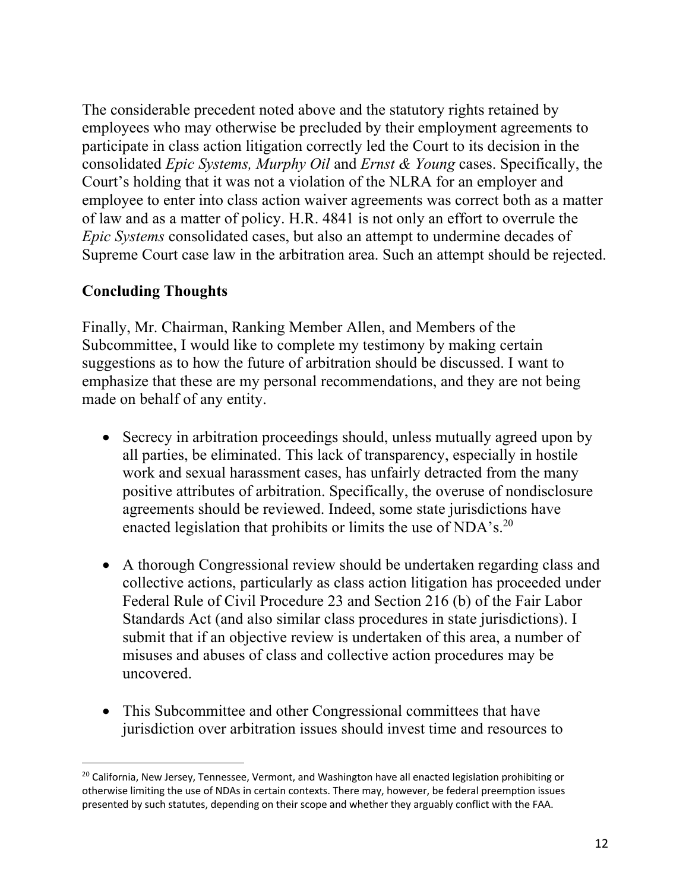The considerable precedent noted above and the statutory rights retained by employees who may otherwise be precluded by their employment agreements to participate in class action litigation correctly led the Court to its decision in the consolidated *Epic Systems, Murphy Oil* and *Ernst & Young* cases. Specifically, the Court's holding that it was not a violation of the NLRA for an employer and employee to enter into class action waiver agreements was correct both as a matter of law and as a matter of policy. H.R. 4841 is not only an effort to overrule the *Epic Systems* consolidated cases, but also an attempt to undermine decades of Supreme Court case law in the arbitration area. Such an attempt should be rejected.

**Concluding Thoughts**

Finally, Mr. Chairman, Ranking Member Allen, and Members of the Subcommittee, I would like to complete my testimony by making certain suggestions as to how the future of arbitration should be discussed. I want to emphasize that these are my personal recommendations, and they are not being made on behalf of any entity.

- Secrecy in arbitration proceedings should, unless mutually agreed upon by all parties, be eliminated. This lack of transparency, especially in hostile work and sexual harassment cases, has unfairly detracted from the many positive attributes of arbitration. Specifically, the overuse of nondisclosure agreements should be reviewed. Indeed, some state jurisdictions have enacted legislation that prohibits or limits the use of NDA's.[20]

- A thorough Congressional review should be undertaken regarding class and collective actions, particularly as class action litigation has proceeded under Federal Rule of Civil Procedure 23 and Section 216 (b) of the Fair Labor Standards Act (and also similar class procedures in state jurisdictions). I submit that if an objective review is undertaken of this area, a number of misuses and abuses of class and collective action procedures may be uncovered.

- This Subcommittee and other Congressional committees that have jurisdiction over arbitration issues should invest time and resources to

[20] California, New Jersey, Tennessee, Vermont, and Washington have all enacted legislation prohibiting or otherwise limiting the use of NDAs in certain contexts. There may, however, be federal preemption issues presented by such statutes, depending on their scope and whether they arguably conflict with the FAA.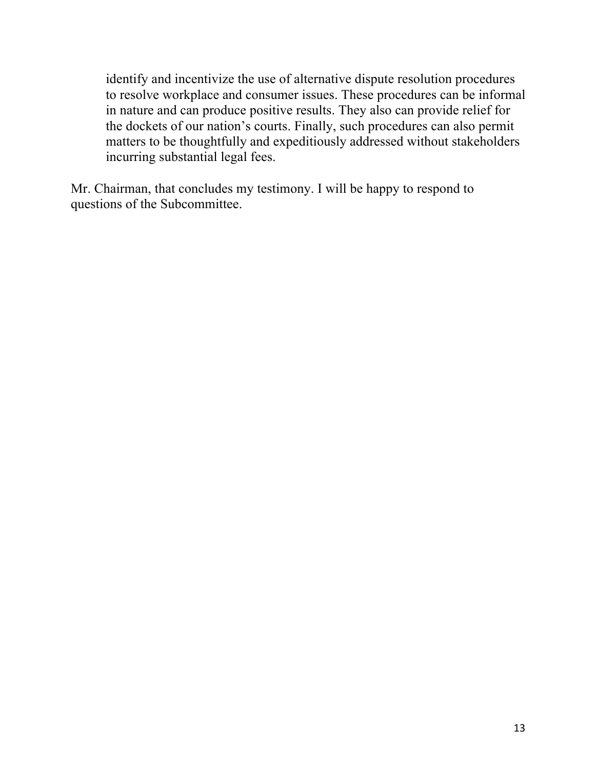identify and incentivize the use of alternative dispute resolution procedures to resolve workplace and consumer issues. These procedures can be informal in nature and can produce positive results. They also can provide relief for the dockets of our nation's courts. Finally, such procedures can also permit matters to be thoughtfully and expeditiously addressed without stakeholders incurring substantial legal fees.

Mr. Chairman, that concludes my testimony. I will be happy to respond to questions of the Subcommittee.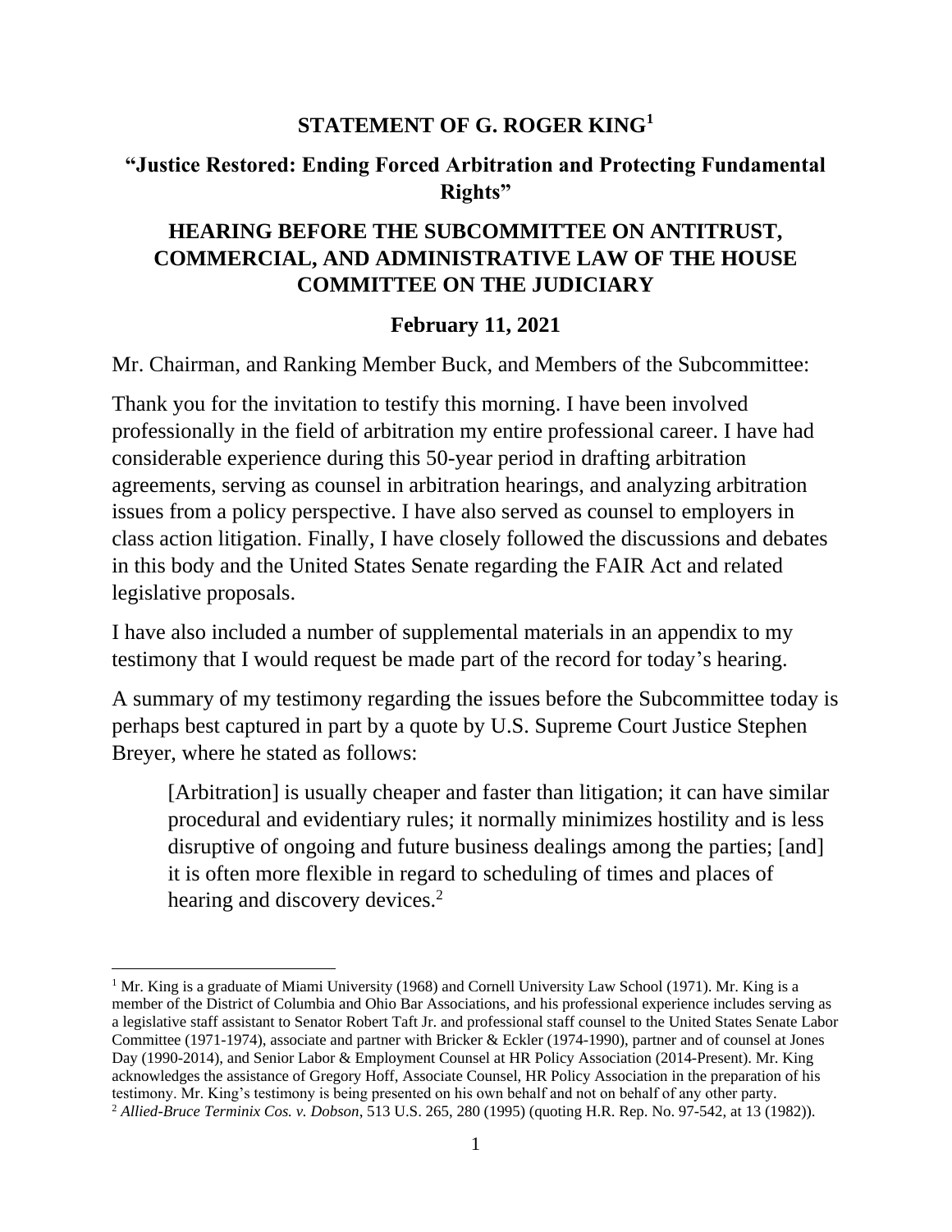## STATEMENT OF G. ROGER KING[1]

### "Justice Restored: Ending Forced Arbitration and Protecting Fundamental Rights"

### HEARING BEFORE THE SUBCOMMITTEE ON ANTITRUST, COMMERCIAL, AND ADMINISTRATIVE LAW OF THE HOUSE COMMITTEE ON THE JUDICIARY

### February 11, 2021

Mr. Chairman, and Ranking Member Buck, and Members of the Subcommittee:

Thank you for the invitation to testify this morning. I have been involved professionally in the field of arbitration my entire professional career. I have had considerable experience during this 50-year period in drafting arbitration agreements, serving as counsel in arbitration hearings, and analyzing arbitration issues from a policy perspective. I have also served as counsel to employers in class action litigation. Finally, I have closely followed the discussions and debates in this body and the United States Senate regarding the FAIR Act and related legislative proposals.

I have also included a number of supplemental materials in an appendix to my testimony that I would request be made part of the record for today's hearing.

A summary of my testimony regarding the issues before the Subcommittee today is perhaps best captured in part by a quote by U.S. Supreme Court Justice Stephen Breyer, where he stated as follows:

> [Arbitration] is usually cheaper and faster than litigation; it can have similar procedural and evidentiary rules; it normally minimizes hostility and is less disruptive of ongoing and future business dealings among the parties; [and] it is often more flexible in regard to scheduling of times and places of hearing and discovery devices.[2]

---

[1] Mr. King is a graduate of Miami University (1968) and Cornell University Law School (1971). Mr. King is a member of the District of Columbia and Ohio Bar Associations, and his professional experience includes serving as a legislative staff assistant to Senator Robert Taft Jr. and professional staff counsel to the United States Senate Labor Committee (1971-1974), associate and partner with Bricker & Eckler (1974-1990), partner and of counsel at Jones Day (1990-2014), and Senior Labor & Employment Counsel at HR Policy Association (2014-Present). Mr. King acknowledges the assistance of Gregory Hoff, Associate Counsel, HR Policy Association in the preparation of his testimony. Mr. King's testimony is being presented on his own behalf and not on behalf of any other party.

[2] *Allied-Bruce Terminix Cos. v. Dobson*, 513 U.S. 265, 280 (1995) (quoting H.R. Rep. No. 97-542, at 13 (1982)).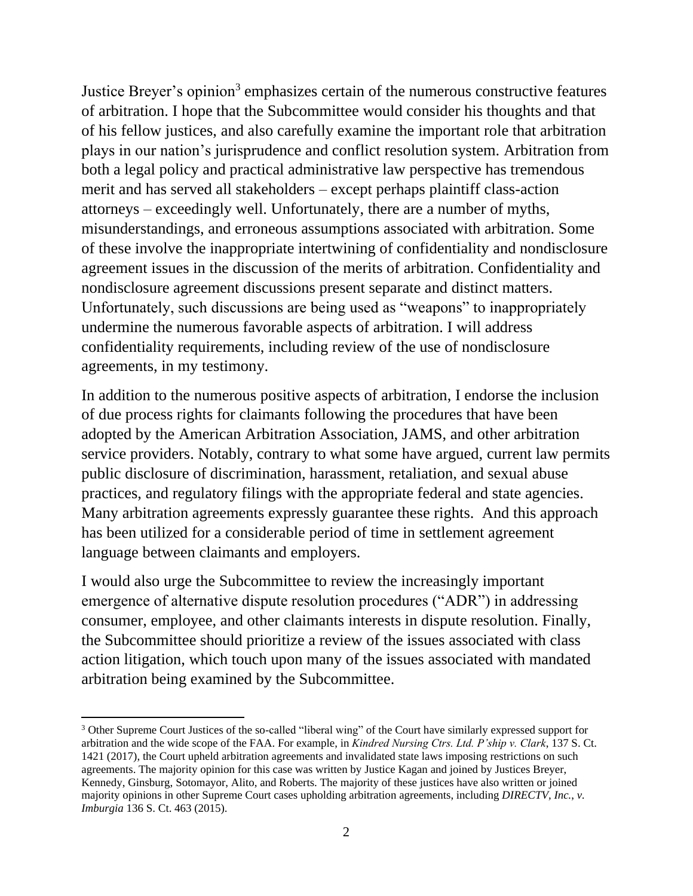Justice Breyer's opinion[3] emphasizes certain of the numerous constructive features of arbitration. I hope that the Subcommittee would consider his thoughts and that of his fellow justices, and also carefully examine the important role that arbitration plays in our nation's jurisprudence and conflict resolution system. Arbitration from both a legal policy and practical administrative law perspective has tremendous merit and has served all stakeholders – except perhaps plaintiff class-action attorneys – exceedingly well. Unfortunately, there are a number of myths, misunderstandings, and erroneous assumptions associated with arbitration. Some of these involve the inappropriate intertwining of confidentiality and nondisclosure agreement issues in the discussion of the merits of arbitration. Confidentiality and nondisclosure agreement discussions present separate and distinct matters. Unfortunately, such discussions are being used as "weapons" to inappropriately undermine the numerous favorable aspects of arbitration. I will address confidentiality requirements, including review of the use of nondisclosure agreements, in my testimony.

In addition to the numerous positive aspects of arbitration, I endorse the inclusion of due process rights for claimants following the procedures that have been adopted by the American Arbitration Association, JAMS, and other arbitration service providers. Notably, contrary to what some have argued, current law permits public disclosure of discrimination, harassment, retaliation, and sexual abuse practices, and regulatory filings with the appropriate federal and state agencies. Many arbitration agreements expressly guarantee these rights. And this approach has been utilized for a considerable period of time in settlement agreement language between claimants and employers.

I would also urge the Subcommittee to review the increasingly important emergence of alternative dispute resolution procedures ("ADR") in addressing consumer, employee, and other claimants interests in dispute resolution. Finally, the Subcommittee should prioritize a review of the issues associated with class action litigation, which touch upon many of the issues associated with mandated arbitration being examined by the Subcommittee.

[3] Other Supreme Court Justices of the so-called "liberal wing" of the Court have similarly expressed support for arbitration and the wide scope of the FAA. For example, in *Kindred Nursing Ctrs. Ltd. P'ship v. Clark*, 137 S. Ct. 1421 (2017), the Court upheld arbitration agreements and invalidated state laws imposing restrictions on such agreements. The majority opinion for this case was written by Justice Kagan and joined by Justices Breyer, Kennedy, Ginsburg, Sotomayor, Alito, and Roberts. The majority of these justices have also written or joined majority opinions in other Supreme Court cases upholding arbitration agreements, including *DIRECTV, Inc., v. Imburgia* 136 S. Ct. 463 (2015).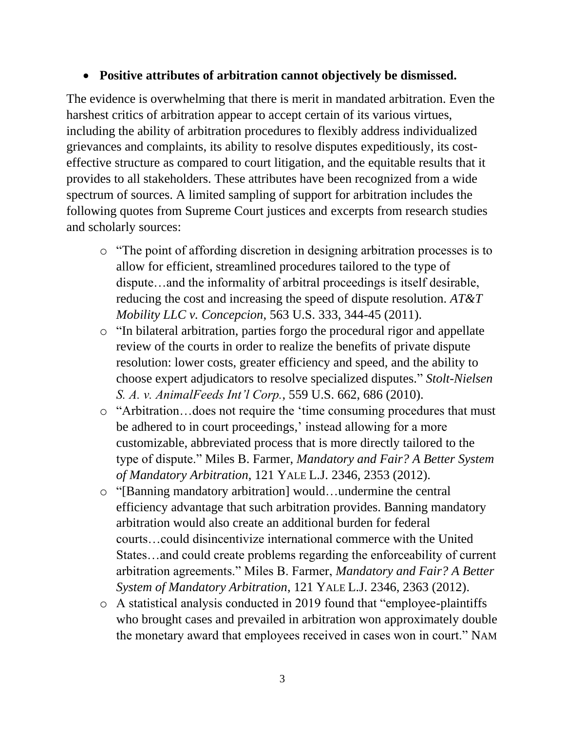- **Positive attributes of arbitration cannot objectively be dismissed.**

The evidence is overwhelming that there is merit in mandated arbitration. Even the harshest critics of arbitration appear to accept certain of its various virtues, including the ability of arbitration procedures to flexibly address individualized grievances and complaints, its ability to resolve disputes expeditiously, its cost-effective structure as compared to court litigation, and the equitable results that it provides to all stakeholders. These attributes have been recognized from a wide spectrum of sources. A limited sampling of support for arbitration includes the following quotes from Supreme Court justices and excerpts from research studies and scholarly sources:

- "The point of affording discretion in designing arbitration processes is to allow for efficient, streamlined procedures tailored to the type of dispute…and the informality of arbitral proceedings is itself desirable, reducing the cost and increasing the speed of dispute resolution. *AT&T Mobility LLC v. Concepcion*, 563 U.S. 333, 344-45 (2011).
- "In bilateral arbitration, parties forgo the procedural rigor and appellate review of the courts in order to realize the benefits of private dispute resolution: lower costs, greater efficiency and speed, and the ability to choose expert adjudicators to resolve specialized disputes." *Stolt-Nielsen S. A. v. AnimalFeeds Int'l Corp.*, 559 U.S. 662, 686 (2010).
- "Arbitration…does not require the 'time consuming procedures that must be adhered to in court proceedings,' instead allowing for a more customizable, abbreviated process that is more directly tailored to the type of dispute." Miles B. Farmer, *Mandatory and Fair? A Better System of Mandatory Arbitration*, 121 YALE L.J. 2346, 2353 (2012).
- "[Banning mandatory arbitration] would…undermine the central efficiency advantage that such arbitration provides. Banning mandatory arbitration would also create an additional burden for federal courts…could disincentivize international commerce with the United States…and could create problems regarding the enforceability of current arbitration agreements." Miles B. Farmer, *Mandatory and Fair? A Better System of Mandatory Arbitration*, 121 YALE L.J. 2346, 2363 (2012).
- A statistical analysis conducted in 2019 found that "employee-plaintiffs who brought cases and prevailed in arbitration won approximately double the monetary award that employees received in cases won in court." NAM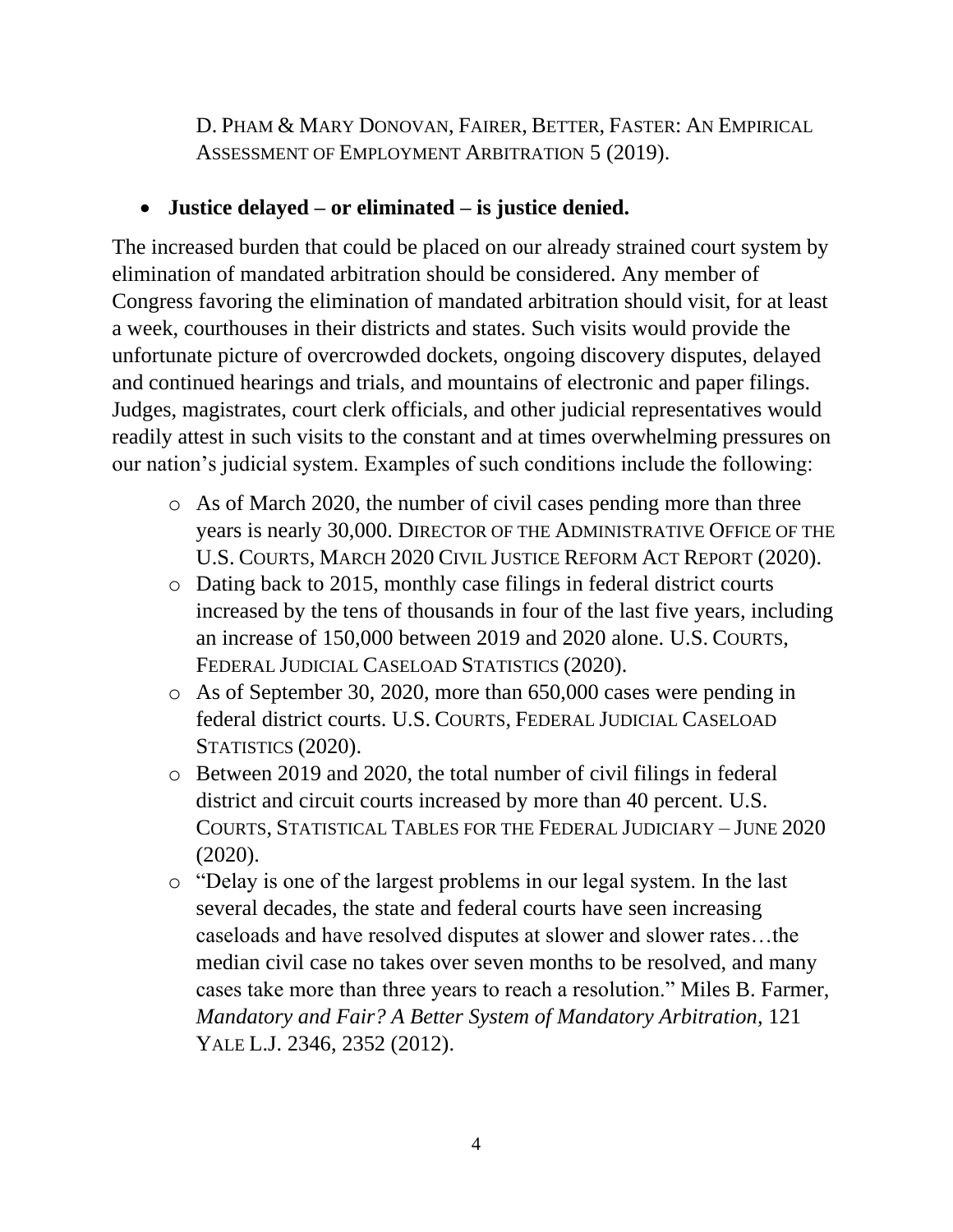D. PHAM & MARY DONOVAN, FAIRER, BETTER, FASTER: AN EMPIRICAL ASSESSMENT OF EMPLOYMENT ARBITRATION 5 (2019).

- **Justice delayed – or eliminated – is justice denied.**

The increased burden that could be placed on our already strained court system by elimination of mandated arbitration should be considered. Any member of Congress favoring the elimination of mandated arbitration should visit, for at least a week, courthouses in their districts and states. Such visits would provide the unfortunate picture of overcrowded dockets, ongoing discovery disputes, delayed and continued hearings and trials, and mountains of electronic and paper filings. Judges, magistrates, court clerk officials, and other judicial representatives would readily attest in such visits to the constant and at times overwhelming pressures on our nation's judicial system. Examples of such conditions include the following:

- As of March 2020, the number of civil cases pending more than three years is nearly 30,000. DIRECTOR OF THE ADMINISTRATIVE OFFICE OF THE U.S. COURTS, MARCH 2020 CIVIL JUSTICE REFORM ACT REPORT (2020).
- Dating back to 2015, monthly case filings in federal district courts increased by the tens of thousands in four of the last five years, including an increase of 150,000 between 2019 and 2020 alone. U.S. COURTS, FEDERAL JUDICIAL CASELOAD STATISTICS (2020).
- As of September 30, 2020, more than 650,000 cases were pending in federal district courts. U.S. COURTS, FEDERAL JUDICIAL CASELOAD STATISTICS (2020).
- Between 2019 and 2020, the total number of civil filings in federal district and circuit courts increased by more than 40 percent. U.S. COURTS, STATISTICAL TABLES FOR THE FEDERAL JUDICIARY – JUNE 2020 (2020).
- "Delay is one of the largest problems in our legal system. In the last several decades, the state and federal courts have seen increasing caseloads and have resolved disputes at slower and slower rates…the median civil case no takes over seven months to be resolved, and many cases take more than three years to reach a resolution." Miles B. Farmer, *Mandatory and Fair? A Better System of Mandatory Arbitration*, 121 YALE L.J. 2346, 2352 (2012).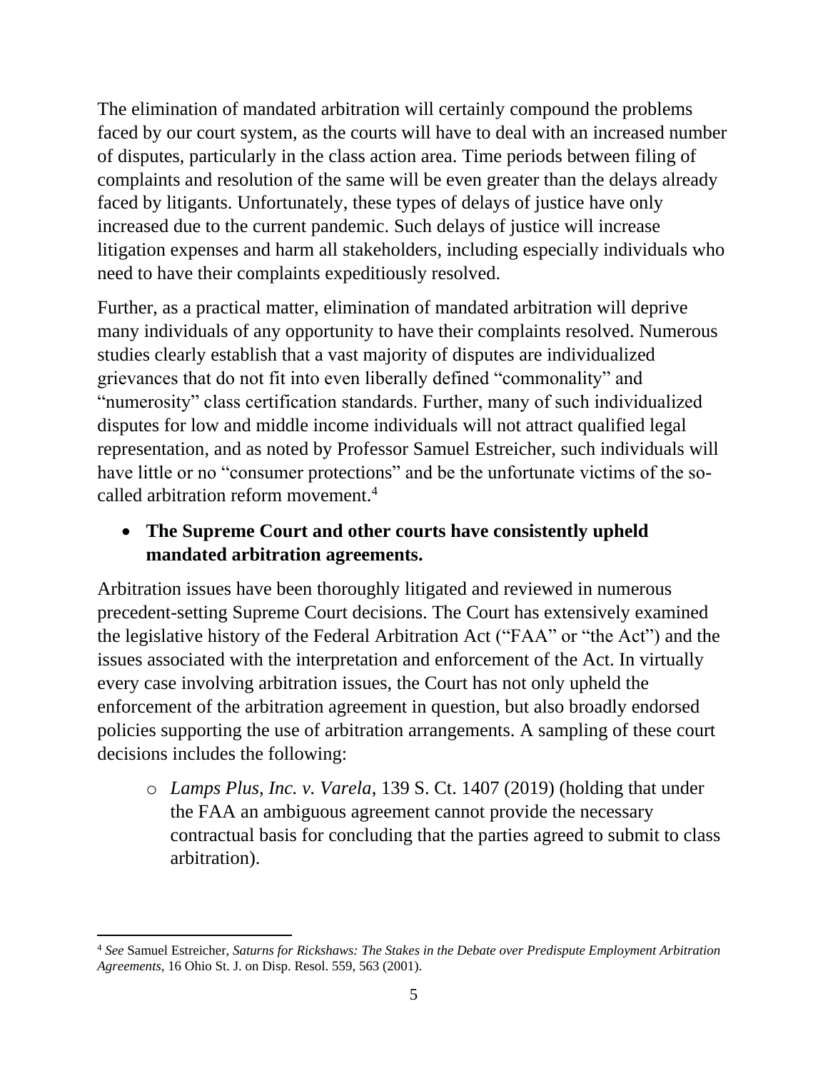The elimination of mandated arbitration will certainly compound the problems faced by our court system, as the courts will have to deal with an increased number of disputes, particularly in the class action area. Time periods between filing of complaints and resolution of the same will be even greater than the delays already faced by litigants. Unfortunately, these types of delays of justice have only increased due to the current pandemic. Such delays of justice will increase litigation expenses and harm all stakeholders, including especially individuals who need to have their complaints expeditiously resolved.

Further, as a practical matter, elimination of mandated arbitration will deprive many individuals of any opportunity to have their complaints resolved. Numerous studies clearly establish that a vast majority of disputes are individualized grievances that do not fit into even liberally defined "commonality" and "numerosity" class certification standards. Further, many of such individualized disputes for low and middle income individuals will not attract qualified legal representation, and as noted by Professor Samuel Estreicher, such individuals will have little or no "consumer protections" and be the unfortunate victims of the so-called arbitration reform movement.[4]

- **The Supreme Court and other courts have consistently upheld mandated arbitration agreements.**

Arbitration issues have been thoroughly litigated and reviewed in numerous precedent-setting Supreme Court decisions. The Court has extensively examined the legislative history of the Federal Arbitration Act ("FAA" or "the Act") and the issues associated with the interpretation and enforcement of the Act. In virtually every case involving arbitration issues, the Court has not only upheld the enforcement of the arbitration agreement in question, but also broadly endorsed policies supporting the use of arbitration arrangements. A sampling of these court decisions includes the following:

  - *Lamps Plus, Inc. v. Varela*, 139 S. Ct. 1407 (2019) (holding that under the FAA an ambiguous agreement cannot provide the necessary contractual basis for concluding that the parties agreed to submit to class arbitration).

[4] *See* Samuel Estreicher, *Saturns for Rickshaws: The Stakes in the Debate over Predispute Employment Arbitration Agreements*, 16 Ohio St. J. on Disp. Resol. 559, 563 (2001).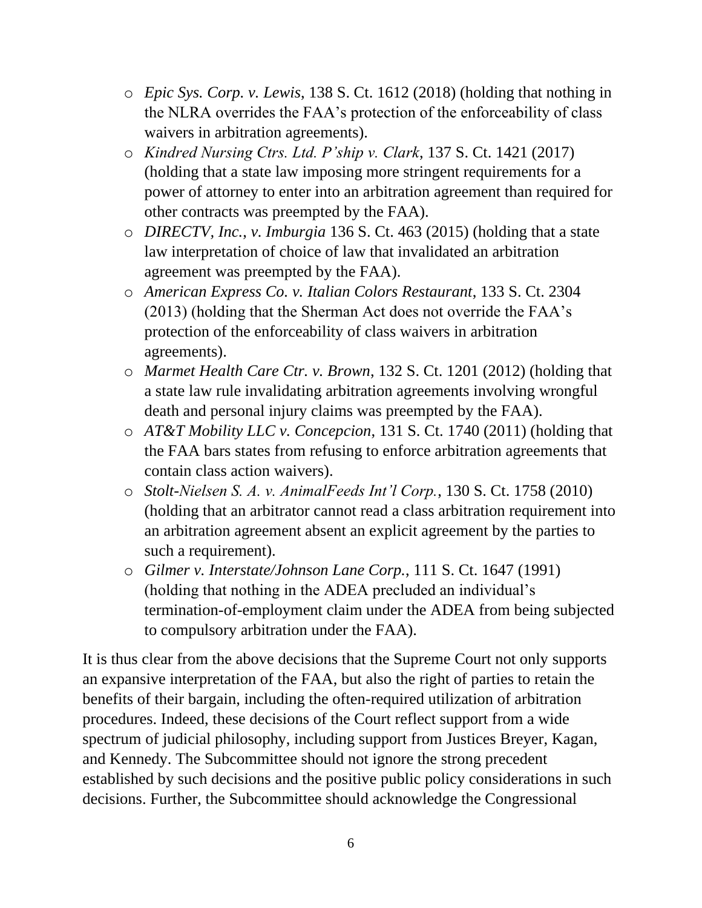- *Epic Sys. Corp. v. Lewis*, 138 S. Ct. 1612 (2018) (holding that nothing in the NLRA overrides the FAA's protection of the enforceability of class waivers in arbitration agreements).
- *Kindred Nursing Ctrs. Ltd. P'ship v. Clark*, 137 S. Ct. 1421 (2017) (holding that a state law imposing more stringent requirements for a power of attorney to enter into an arbitration agreement than required for other contracts was preempted by the FAA).
- *DIRECTV, Inc., v. Imburgia* 136 S. Ct. 463 (2015) (holding that a state law interpretation of choice of law that invalidated an arbitration agreement was preempted by the FAA).
- *American Express Co. v. Italian Colors Restaurant*, 133 S. Ct. 2304 (2013) (holding that the Sherman Act does not override the FAA's protection of the enforceability of class waivers in arbitration agreements).
- *Marmet Health Care Ctr. v. Brown*, 132 S. Ct. 1201 (2012) (holding that a state law rule invalidating arbitration agreements involving wrongful death and personal injury claims was preempted by the FAA).
- *AT&T Mobility LLC v. Concepcion*, 131 S. Ct. 1740 (2011) (holding that the FAA bars states from refusing to enforce arbitration agreements that contain class action waivers).
- *Stolt-Nielsen S. A. v. AnimalFeeds Int'l Corp.*, 130 S. Ct. 1758 (2010) (holding that an arbitrator cannot read a class arbitration requirement into an arbitration agreement absent an explicit agreement by the parties to such a requirement).
- *Gilmer v. Interstate/Johnson Lane Corp.*, 111 S. Ct. 1647 (1991) (holding that nothing in the ADEA precluded an individual's termination-of-employment claim under the ADEA from being subjected to compulsory arbitration under the FAA).

It is thus clear from the above decisions that the Supreme Court not only supports an expansive interpretation of the FAA, but also the right of parties to retain the benefits of their bargain, including the often-required utilization of arbitration procedures. Indeed, these decisions of the Court reflect support from a wide spectrum of judicial philosophy, including support from Justices Breyer, Kagan, and Kennedy. The Subcommittee should not ignore the strong precedent established by such decisions and the positive public policy considerations in such decisions. Further, the Subcommittee should acknowledge the Congressional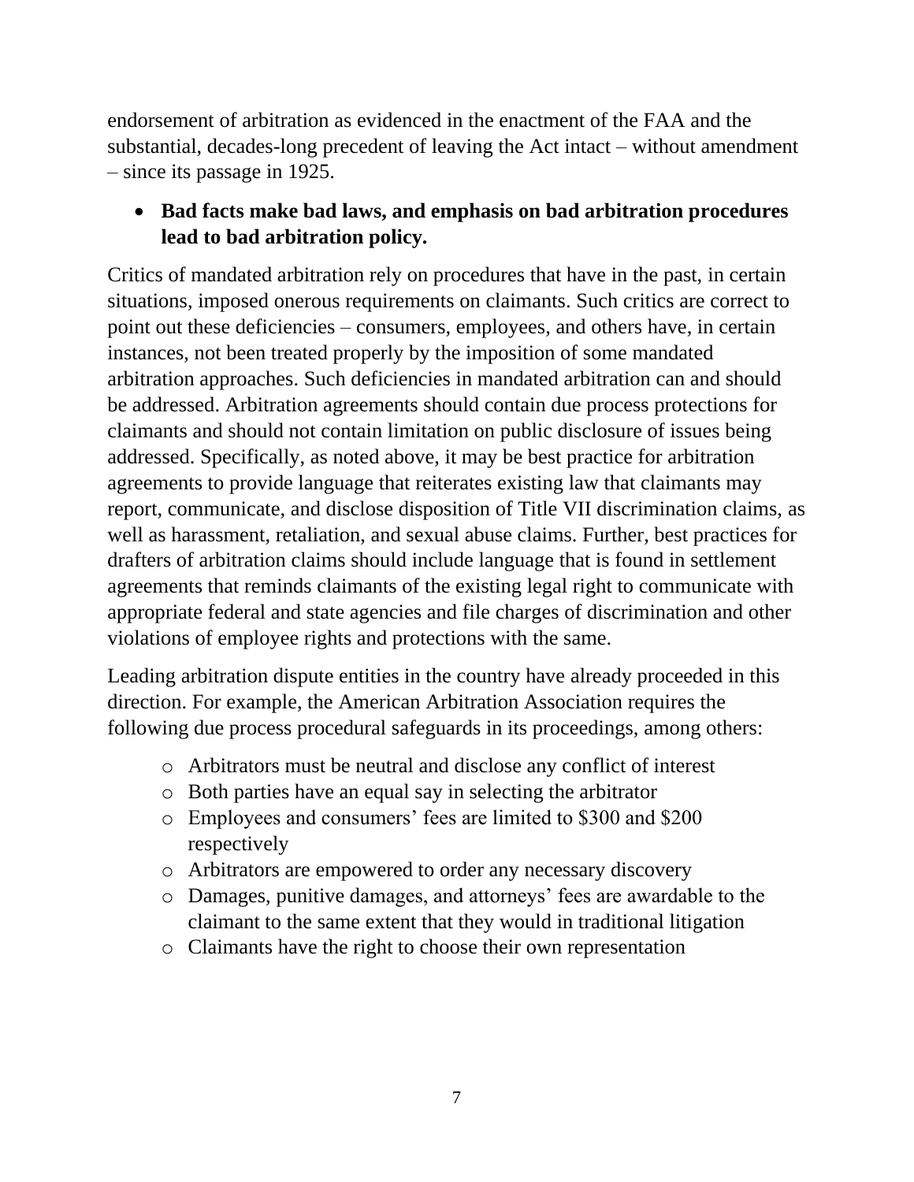endorsement of arbitration as evidenced in the enactment of the FAA and the substantial, decades-long precedent of leaving the Act intact – without amendment – since its passage in 1925.

- **Bad facts make bad laws, and emphasis on bad arbitration procedures lead to bad arbitration policy.**

Critics of mandated arbitration rely on procedures that have in the past, in certain situations, imposed onerous requirements on claimants. Such critics are correct to point out these deficiencies – consumers, employees, and others have, in certain instances, not been treated properly by the imposition of some mandated arbitration approaches. Such deficiencies in mandated arbitration can and should be addressed. Arbitration agreements should contain due process protections for claimants and should not contain limitation on public disclosure of issues being addressed. Specifically, as noted above, it may be best practice for arbitration agreements to provide language that reiterates existing law that claimants may report, communicate, and disclose disposition of Title VII discrimination claims, as well as harassment, retaliation, and sexual abuse claims. Further, best practices for drafters of arbitration claims should include language that is found in settlement agreements that reminds claimants of the existing legal right to communicate with appropriate federal and state agencies and file charges of discrimination and other violations of employee rights and protections with the same.

Leading arbitration dispute entities in the country have already proceeded in this direction. For example, the American Arbitration Association requires the following due process procedural safeguards in its proceedings, among others:

- Arbitrators must be neutral and disclose any conflict of interest
- Both parties have an equal say in selecting the arbitrator
- Employees and consumers' fees are limited to $300 and $200 respectively
- Arbitrators are empowered to order any necessary discovery
- Damages, punitive damages, and attorneys' fees are awardable to the claimant to the same extent that they would in traditional litigation
- Claimants have the right to choose their own representation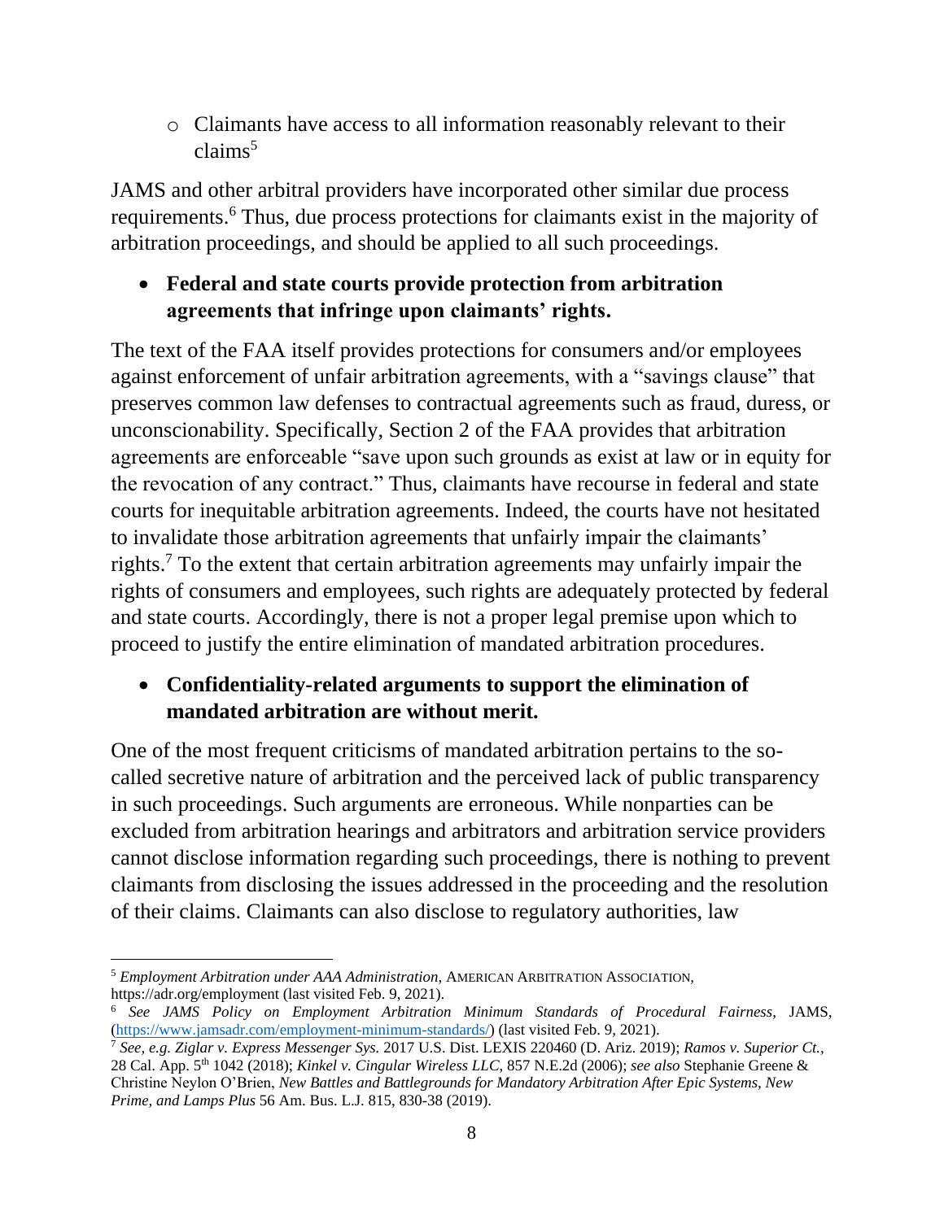- Claimants have access to all information reasonably relevant to their claims[5]

JAMS and other arbitral providers have incorporated other similar due process requirements.[6] Thus, due process protections for claimants exist in the majority of arbitration proceedings, and should be applied to all such proceedings.

- **Federal and state courts provide protection from arbitration agreements that infringe upon claimants' rights.**

The text of the FAA itself provides protections for consumers and/or employees against enforcement of unfair arbitration agreements, with a "savings clause" that preserves common law defenses to contractual agreements such as fraud, duress, or unconscionability. Specifically, Section 2 of the FAA provides that arbitration agreements are enforceable "save upon such grounds as exist at law or in equity for the revocation of any contract." Thus, claimants have recourse in federal and state courts for inequitable arbitration agreements. Indeed, the courts have not hesitated to invalidate those arbitration agreements that unfairly impair the claimants' rights.[7] To the extent that certain arbitration agreements may unfairly impair the rights of consumers and employees, such rights are adequately protected by federal and state courts. Accordingly, there is not a proper legal premise upon which to proceed to justify the entire elimination of mandated arbitration procedures.

- **Confidentiality-related arguments to support the elimination of mandated arbitration are without merit.**

One of the most frequent criticisms of mandated arbitration pertains to the so-called secretive nature of arbitration and the perceived lack of public transparency in such proceedings. Such arguments are erroneous. While nonparties can be excluded from arbitration hearings and arbitrators and arbitration service providers cannot disclose information regarding such proceedings, there is nothing to prevent claimants from disclosing the issues addressed in the proceeding and the resolution of their claims. Claimants can also disclose to regulatory authorities, law

---

[5] *Employment Arbitration under AAA Administration*, AMERICAN ARBITRATION ASSOCIATION, https://adr.org/employment (last visited Feb. 9, 2021).

[6] *See JAMS Policy on Employment Arbitration Minimum Standards of Procedural Fairness*, JAMS, (https://www.jamsadr.com/employment-minimum-standards/) (last visited Feb. 9, 2021).

[7] *See, e.g. Ziglar v. Express Messenger Sys.* 2017 U.S. Dist. LEXIS 220460 (D. Ariz. 2019); *Ramos v. Superior Ct.*, 28 Cal. App. 5th 1042 (2018); *Kinkel v. Cingular Wireless LLC*, 857 N.E.2d (2006); *see also* Stephanie Greene & Christine Neylon O'Brien, *New Battles and Battlegrounds for Mandatory Arbitration After Epic Systems, New Prime, and Lamps Plus* 56 Am. Bus. L.J. 815, 830-38 (2019).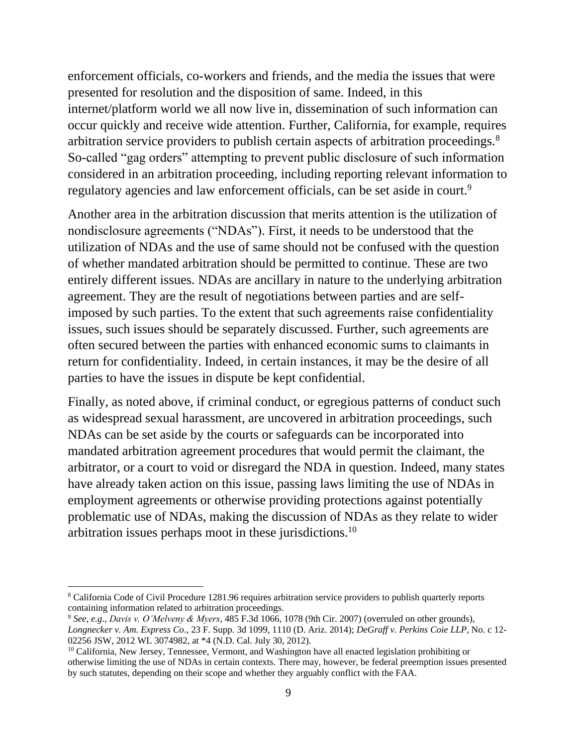enforcement officials, co-workers and friends, and the media the issues that were presented for resolution and the disposition of same. Indeed, in this internet/platform world we all now live in, dissemination of such information can occur quickly and receive wide attention. Further, California, for example, requires arbitration service providers to publish certain aspects of arbitration proceedings.[8] So-called "gag orders" attempting to prevent public disclosure of such information considered in an arbitration proceeding, including reporting relevant information to regulatory agencies and law enforcement officials, can be set aside in court.[9]

Another area in the arbitration discussion that merits attention is the utilization of nondisclosure agreements ("NDAs"). First, it needs to be understood that the utilization of NDAs and the use of same should not be confused with the question of whether mandated arbitration should be permitted to continue. These are two entirely different issues. NDAs are ancillary in nature to the underlying arbitration agreement. They are the result of negotiations between parties and are self-imposed by such parties. To the extent that such agreements raise confidentiality issues, such issues should be separately discussed. Further, such agreements are often secured between the parties with enhanced economic sums to claimants in return for confidentiality. Indeed, in certain instances, it may be the desire of all parties to have the issues in dispute be kept confidential.

Finally, as noted above, if criminal conduct, or egregious patterns of conduct such as widespread sexual harassment, are uncovered in arbitration proceedings, such NDAs can be set aside by the courts or safeguards can be incorporated into mandated arbitration agreement procedures that would permit the claimant, the arbitrator, or a court to void or disregard the NDA in question. Indeed, many states have already taken action on this issue, passing laws limiting the use of NDAs in employment agreements or otherwise providing protections against potentially problematic use of NDAs, making the discussion of NDAs as they relate to wider arbitration issues perhaps moot in these jurisdictions.[10]

---

[8] California Code of Civil Procedure 1281.96 requires arbitration service providers to publish quarterly reports containing information related to arbitration proceedings.

[9] *See, e.g.*, *Davis v. O'Melveny & Myers*, 485 F.3d 1066, 1078 (9th Cir. 2007) (overruled on other grounds), *Longnecker v. Am. Express Co*., 23 F. Supp. 3d 1099, 1110 (D. Ariz. 2014); *DeGraff v. Perkins Coie LLP*, No. c 12-02256 JSW, 2012 WL 3074982, at *4 (N.D. Cal. July 30, 2012).

[10] California, New Jersey, Tennessee, Vermont, and Washington have all enacted legislation prohibiting or otherwise limiting the use of NDAs in certain contexts. There may, however, be federal preemption issues presented by such statutes, depending on their scope and whether they arguably conflict with the FAA.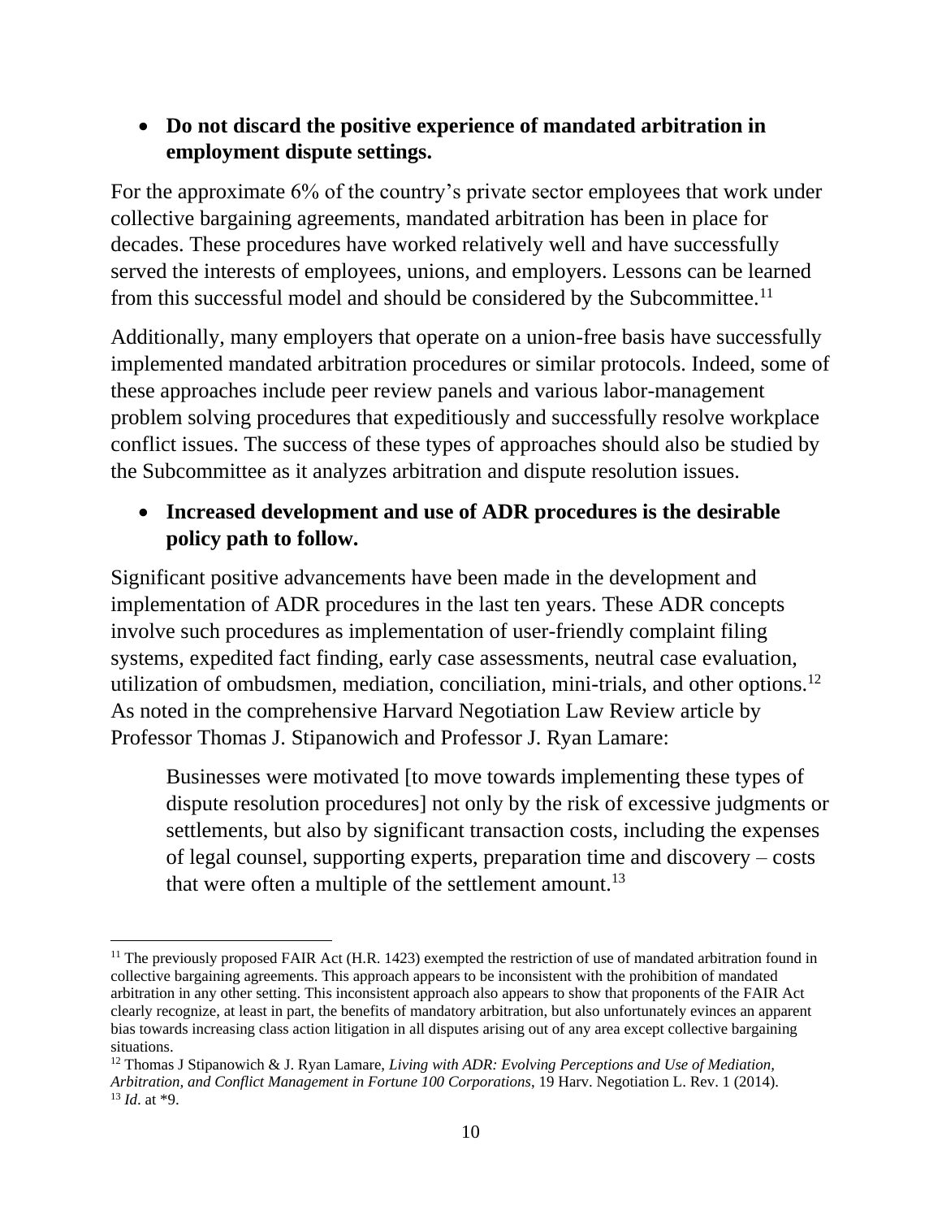- **Do not discard the positive experience of mandated arbitration in employment dispute settings.**

For the approximate 6% of the country's private sector employees that work under collective bargaining agreements, mandated arbitration has been in place for decades. These procedures have worked relatively well and have successfully served the interests of employees, unions, and employers. Lessons can be learned from this successful model and should be considered by the Subcommittee.[11]

Additionally, many employers that operate on a union-free basis have successfully implemented mandated arbitration procedures or similar protocols. Indeed, some of these approaches include peer review panels and various labor-management problem solving procedures that expeditiously and successfully resolve workplace conflict issues. The success of these types of approaches should also be studied by the Subcommittee as it analyzes arbitration and dispute resolution issues.

- **Increased development and use of ADR procedures is the desirable policy path to follow.**

Significant positive advancements have been made in the development and implementation of ADR procedures in the last ten years. These ADR concepts involve such procedures as implementation of user-friendly complaint filing systems, expedited fact finding, early case assessments, neutral case evaluation, utilization of ombudsmen, mediation, conciliation, mini-trials, and other options.[12] As noted in the comprehensive Harvard Negotiation Law Review article by Professor Thomas J. Stipanowich and Professor J. Ryan Lamare:

> Businesses were motivated [to move towards implementing these types of dispute resolution procedures] not only by the risk of excessive judgments or settlements, but also by significant transaction costs, including the expenses of legal counsel, supporting experts, preparation time and discovery – costs that were often a multiple of the settlement amount.[13]

---

[11] The previously proposed FAIR Act (H.R. 1423) exempted the restriction of use of mandated arbitration found in collective bargaining agreements. This approach appears to be inconsistent with the prohibition of mandated arbitration in any other setting. This inconsistent approach also appears to show that proponents of the FAIR Act clearly recognize, at least in part, the benefits of mandatory arbitration, but also unfortunately evinces an apparent bias towards increasing class action litigation in all disputes arising out of any area except collective bargaining situations.

[12] Thomas J Stipanowich & J. Ryan Lamare, *Living with ADR: Evolving Perceptions and Use of Mediation, Arbitration, and Conflict Management in Fortune 100 Corporations*, 19 Harv. Negotiation L. Rev. 1 (2014).

[13] *Id*. at *9.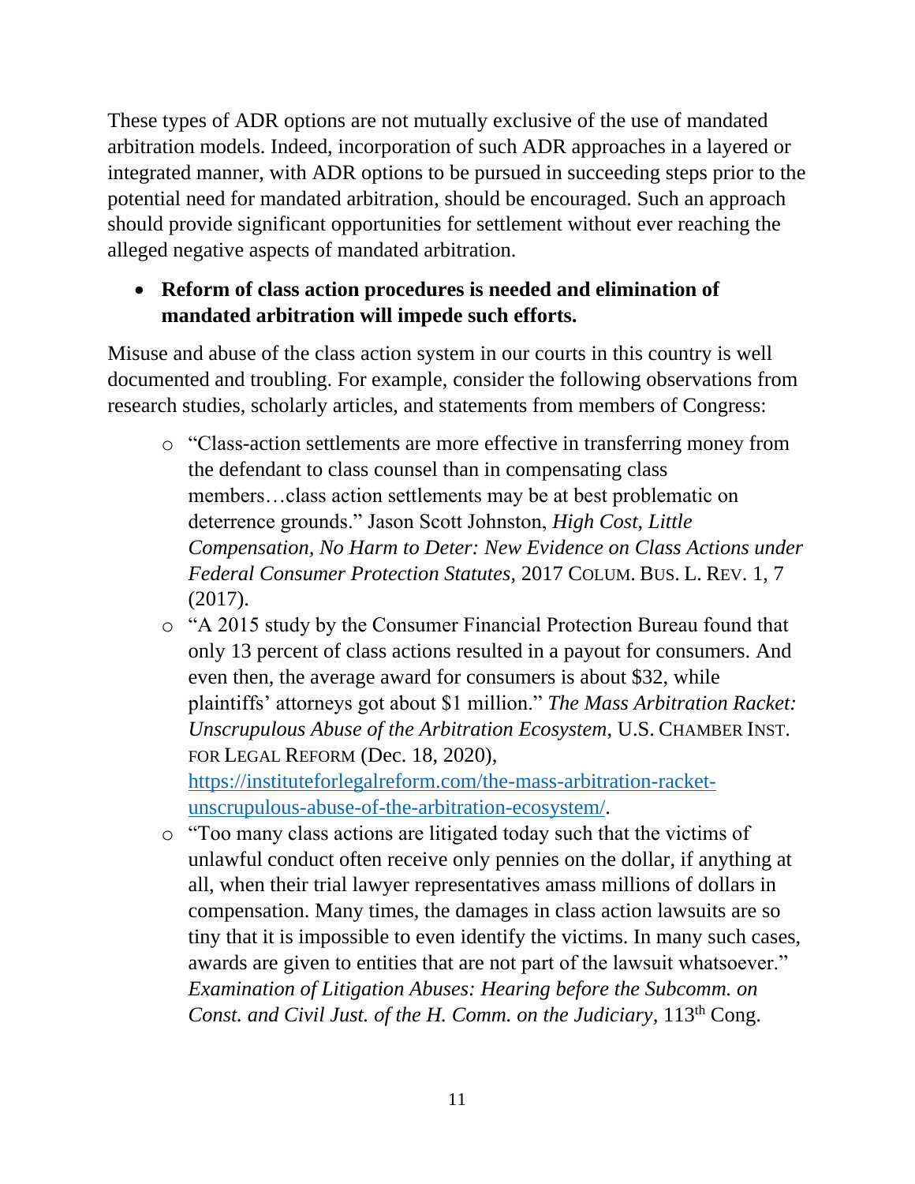These types of ADR options are not mutually exclusive of the use of mandated arbitration models. Indeed, incorporation of such ADR approaches in a layered or integrated manner, with ADR options to be pursued in succeeding steps prior to the potential need for mandated arbitration, should be encouraged. Such an approach should provide significant opportunities for settlement without ever reaching the alleged negative aspects of mandated arbitration.

- **Reform of class action procedures is needed and elimination of mandated arbitration will impede such efforts.**

Misuse and abuse of the class action system in our courts in this country is well documented and troubling. For example, consider the following observations from research studies, scholarly articles, and statements from members of Congress:

  - "Class-action settlements are more effective in transferring money from the defendant to class counsel than in compensating class members…class action settlements may be at best problematic on deterrence grounds." Jason Scott Johnston, *High Cost, Little Compensation, No Harm to Deter: New Evidence on Class Actions under Federal Consumer Protection Statutes*, 2017 COLUM. BUS. L. REV. 1, 7 (2017).
  - "A 2015 study by the Consumer Financial Protection Bureau found that only 13 percent of class actions resulted in a payout for consumers. And even then, the average award for consumers is about $32, while plaintiffs' attorneys got about $1 million." *The Mass Arbitration Racket: Unscrupulous Abuse of the Arbitration Ecosystem*, U.S. CHAMBER INST. FOR LEGAL REFORM (Dec. 18, 2020), [https://instituteforlegalreform.com/the-mass-arbitration-racket-unscrupulous-abuse-of-the-arbitration-ecosystem/](https://instituteforlegalreform.com/the-mass-arbitration-racket-unscrupulous-abuse-of-the-arbitration-ecosystem/).
  - "Too many class actions are litigated today such that the victims of unlawful conduct often receive only pennies on the dollar, if anything at all, when their trial lawyer representatives amass millions of dollars in compensation. Many times, the damages in class action lawsuits are so tiny that it is impossible to even identify the victims. In many such cases, awards are given to entities that are not part of the lawsuit whatsoever." *Examination of Litigation Abuses: Hearing before the Subcomm. on Const. and Civil Just. of the H. Comm. on the Judiciary*, 113th Cong.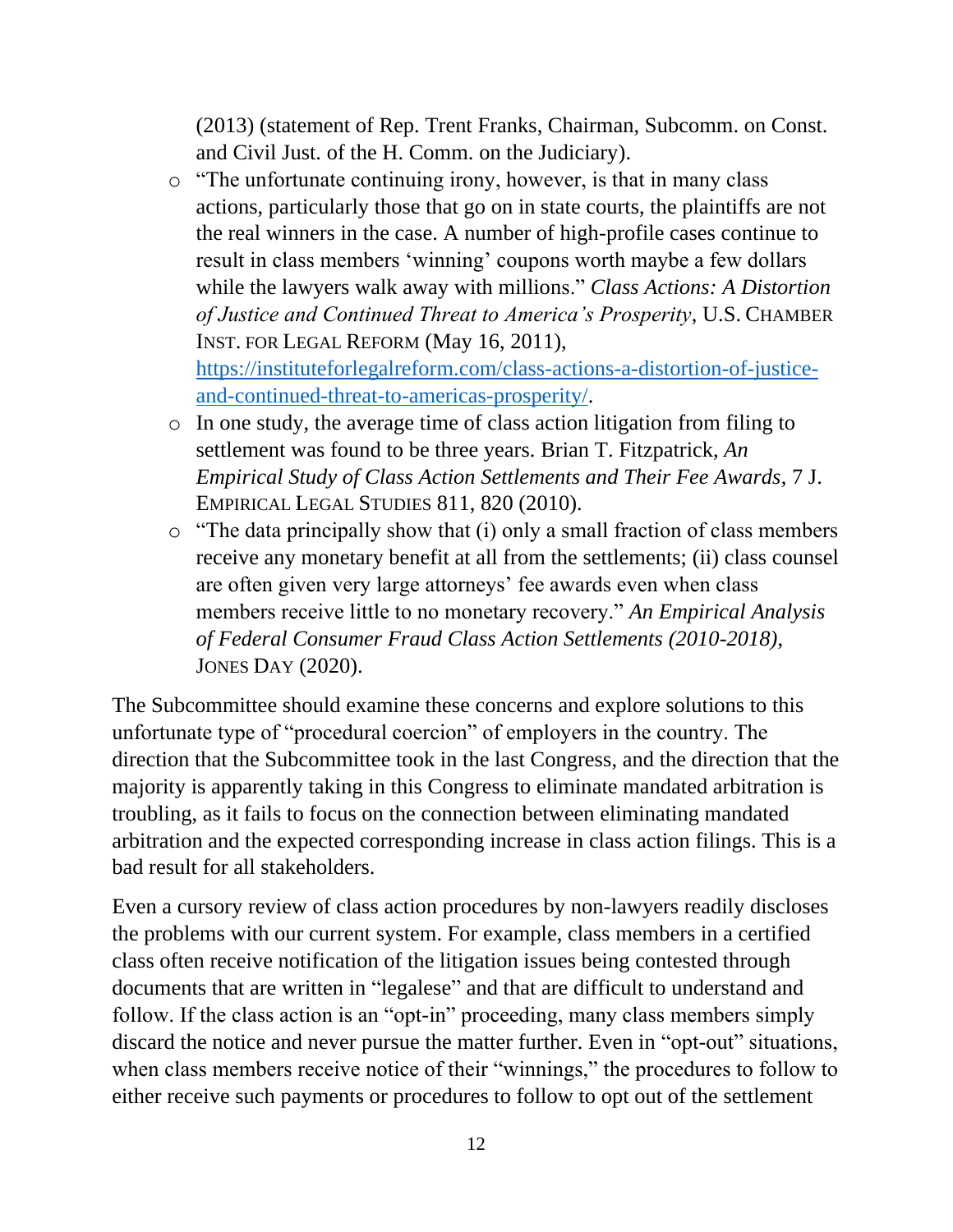(2013) (statement of Rep. Trent Franks, Chairman, Subcomm. on Const. and Civil Just. of the H. Comm. on the Judiciary).

- "The unfortunate continuing irony, however, is that in many class actions, particularly those that go on in state courts, the plaintiffs are not the real winners in the case. A number of high-profile cases continue to result in class members 'winning' coupons worth maybe a few dollars while the lawyers walk away with millions." *Class Actions: A Distortion of Justice and Continued Threat to America's Prosperity*, U.S. CHAMBER INST. FOR LEGAL REFORM (May 16, 2011), https://instituteforlegalreform.com/class-actions-a-distortion-of-justice-and-continued-threat-to-americas-prosperity/.
- In one study, the average time of class action litigation from filing to settlement was found to be three years. Brian T. Fitzpatrick, *An Empirical Study of Class Action Settlements and Their Fee Awards*, 7 J. EMPIRICAL LEGAL STUDIES 811, 820 (2010).
- "The data principally show that (i) only a small fraction of class members receive any monetary benefit at all from the settlements; (ii) class counsel are often given very large attorneys' fee awards even when class members receive little to no monetary recovery." *An Empirical Analysis of Federal Consumer Fraud Class Action Settlements (2010-2018)*, JONES DAY (2020).

The Subcommittee should examine these concerns and explore solutions to this unfortunate type of "procedural coercion" of employers in the country. The direction that the Subcommittee took in the last Congress, and the direction that the majority is apparently taking in this Congress to eliminate mandated arbitration is troubling, as it fails to focus on the connection between eliminating mandated arbitration and the expected corresponding increase in class action filings. This is a bad result for all stakeholders.

Even a cursory review of class action procedures by non-lawyers readily discloses the problems with our current system. For example, class members in a certified class often receive notification of the litigation issues being contested through documents that are written in "legalese" and that are difficult to understand and follow. If the class action is an "opt-in" proceeding, many class members simply discard the notice and never pursue the matter further. Even in "opt-out" situations, when class members receive notice of their "winnings," the procedures to follow to either receive such payments or procedures to follow to opt out of the settlement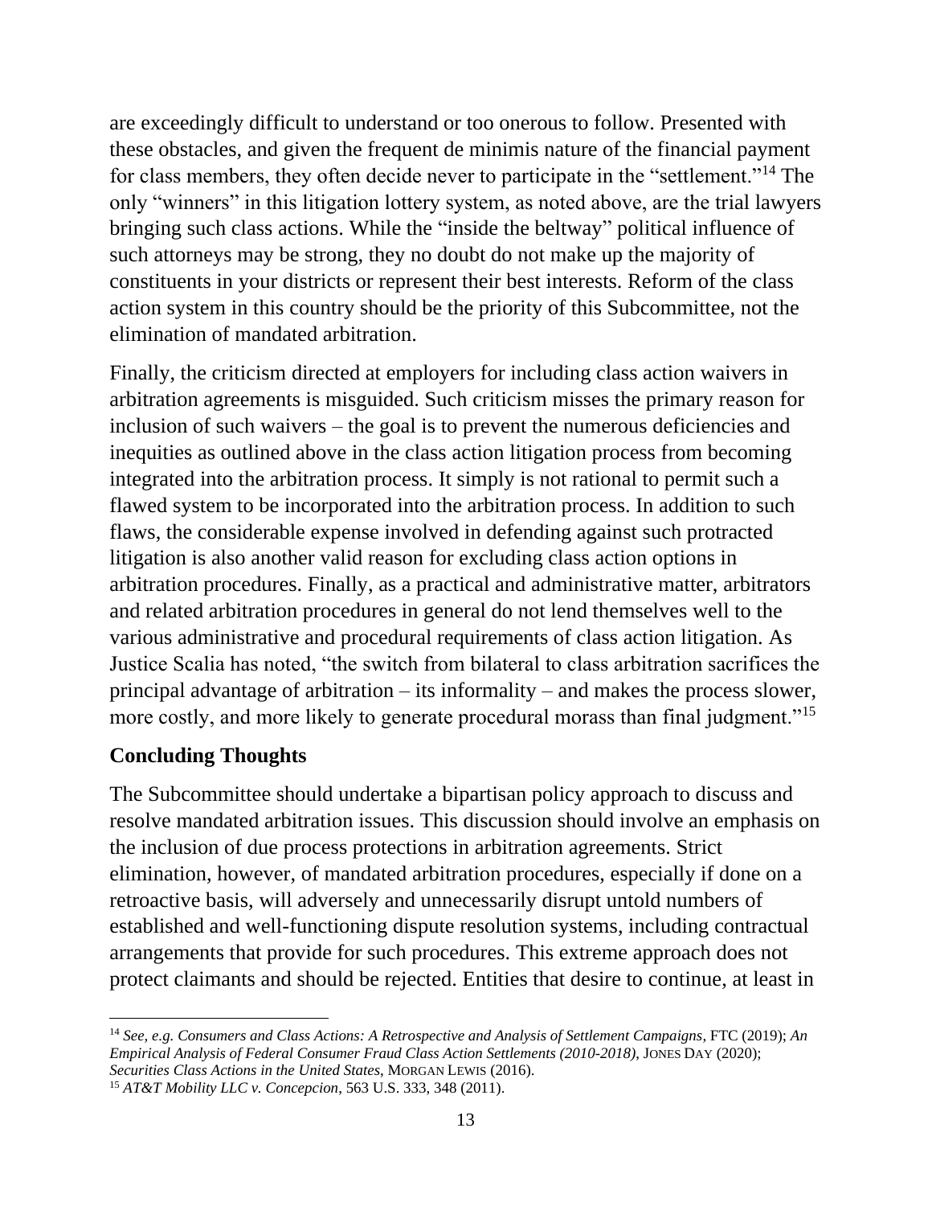are exceedingly difficult to understand or too onerous to follow. Presented with these obstacles, and given the frequent de minimis nature of the financial payment for class members, they often decide never to participate in the "settlement."[14] The only "winners" in this litigation lottery system, as noted above, are the trial lawyers bringing such class actions. While the "inside the beltway" political influence of such attorneys may be strong, they no doubt do not make up the majority of constituents in your districts or represent their best interests. Reform of the class action system in this country should be the priority of this Subcommittee, not the elimination of mandated arbitration.

Finally, the criticism directed at employers for including class action waivers in arbitration agreements is misguided. Such criticism misses the primary reason for inclusion of such waivers – the goal is to prevent the numerous deficiencies and inequities as outlined above in the class action litigation process from becoming integrated into the arbitration process. It simply is not rational to permit such a flawed system to be incorporated into the arbitration process. In addition to such flaws, the considerable expense involved in defending against such protracted litigation is also another valid reason for excluding class action options in arbitration procedures. Finally, as a practical and administrative matter, arbitrators and related arbitration procedures in general do not lend themselves well to the various administrative and procedural requirements of class action litigation. As Justice Scalia has noted, "the switch from bilateral to class arbitration sacrifices the principal advantage of arbitration – its informality – and makes the process slower, more costly, and more likely to generate procedural morass than final judgment."[15]

## Concluding Thoughts

The Subcommittee should undertake a bipartisan policy approach to discuss and resolve mandated arbitration issues. This discussion should involve an emphasis on the inclusion of due process protections in arbitration agreements. Strict elimination, however, of mandated arbitration procedures, especially if done on a retroactive basis, will adversely and unnecessarily disrupt untold numbers of established and well-functioning dispute resolution systems, including contractual arrangements that provide for such procedures. This extreme approach does not protect claimants and should be rejected. Entities that desire to continue, at least in

---

[14] *See, e.g. Consumers and Class Actions: A Retrospective and Analysis of Settlement Campaigns*, FTC (2019); *An Empirical Analysis of Federal Consumer Fraud Class Action Settlements (2010-2018)*, JONES DAY (2020); *Securities Class Actions in the United States*, MORGAN LEWIS (2016).

[15] *AT&T Mobility LLC v. Concepcion*, 563 U.S. 333, 348 (2011).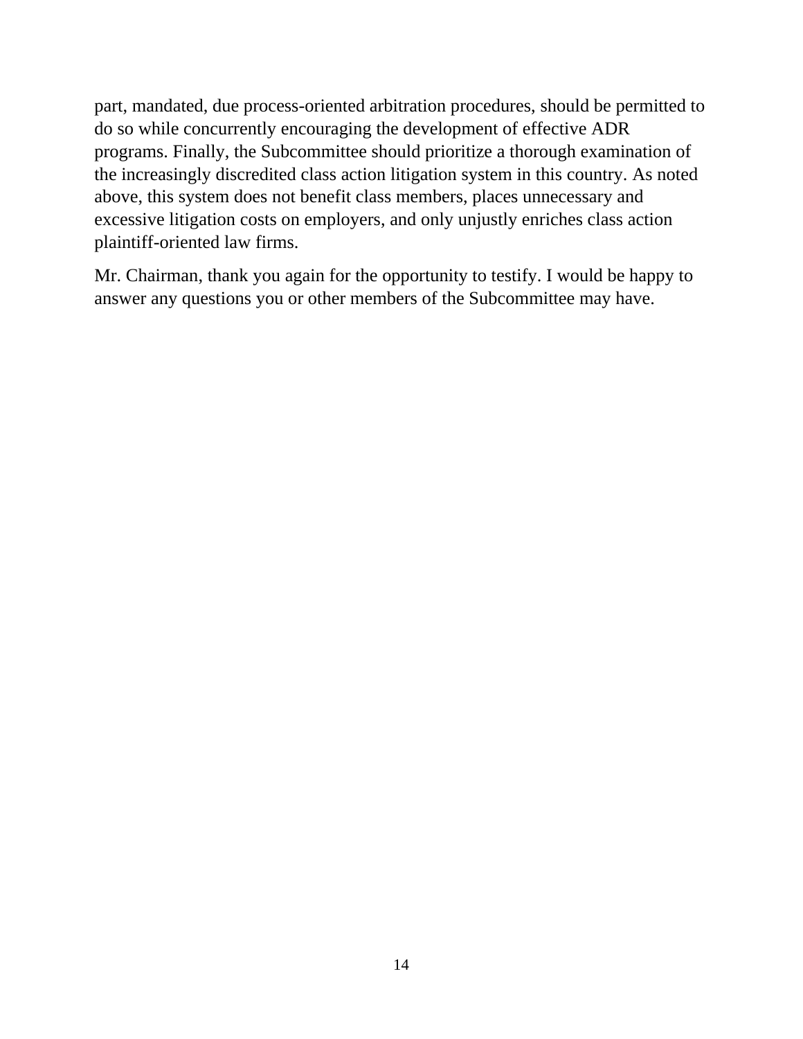part, mandated, due process-oriented arbitration procedures, should be permitted to do so while concurrently encouraging the development of effective ADR programs. Finally, the Subcommittee should prioritize a thorough examination of the increasingly discredited class action litigation system in this country. As noted above, this system does not benefit class members, places unnecessary and excessive litigation costs on employers, and only unjustly enriches class action plaintiff-oriented law firms.

Mr. Chairman, thank you again for the opportunity to testify. I would be happy to answer any questions you or other members of the Subcommittee may have.